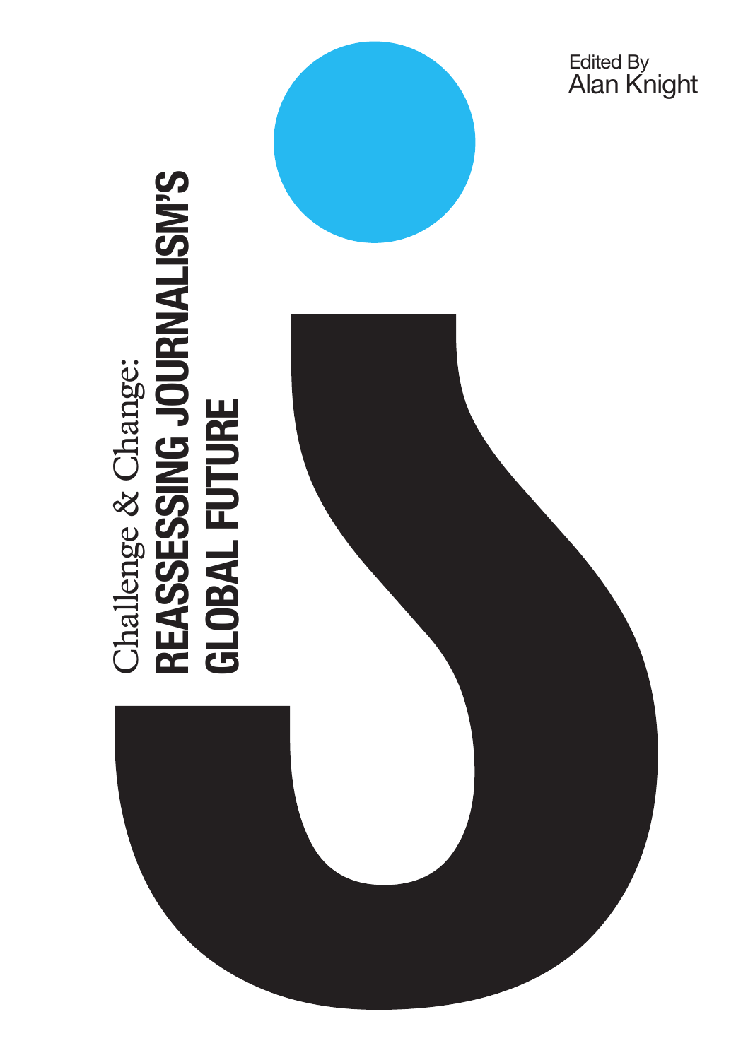# Challenge & Change: REASSESSING JOURNALISM'S GLOBAL FUTURE

Edited By
Alan Knight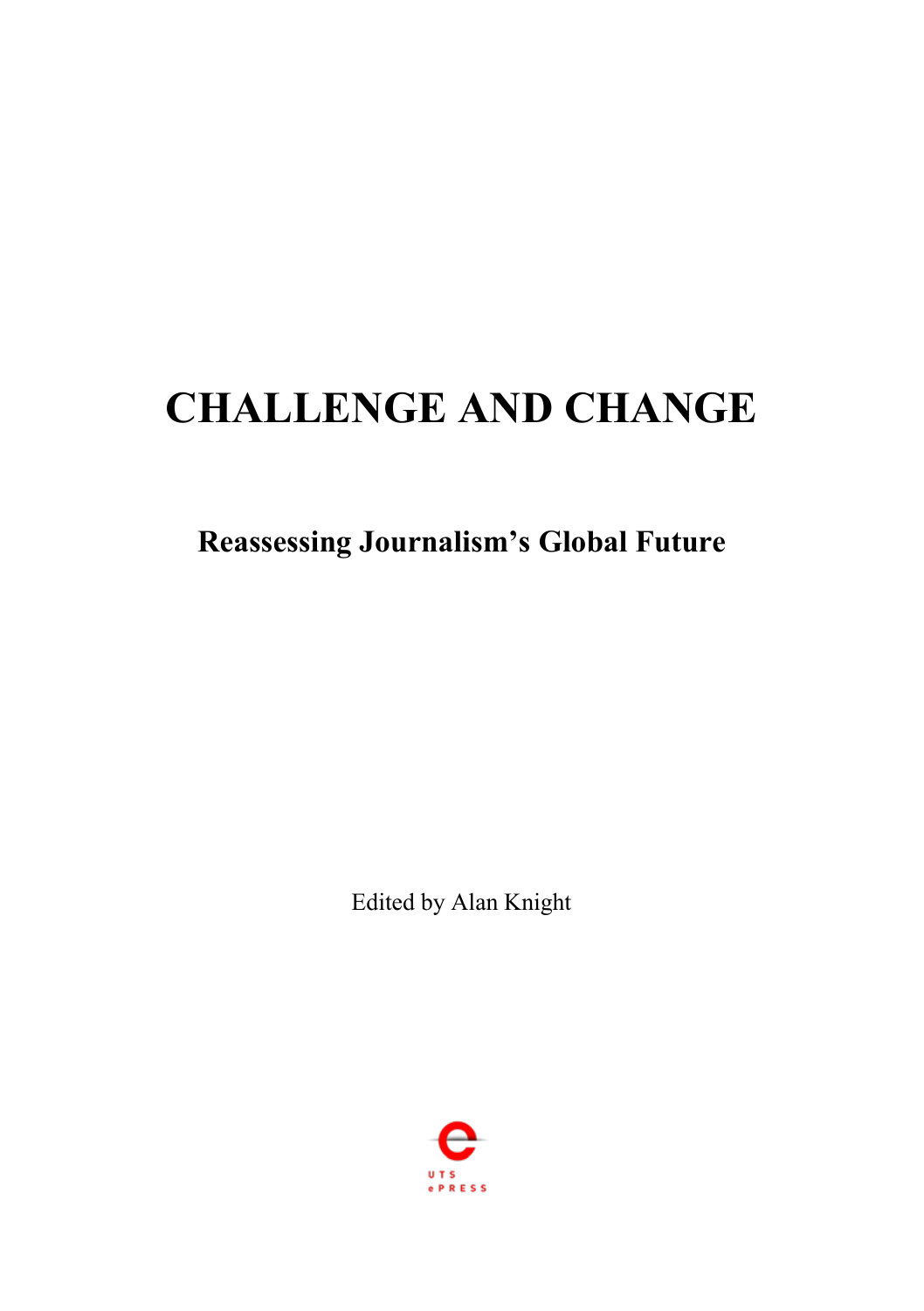# CHALLENGE AND CHANGE

## Reassessing Journalism's Global Future

Edited by Alan Knight

UTS ePRESS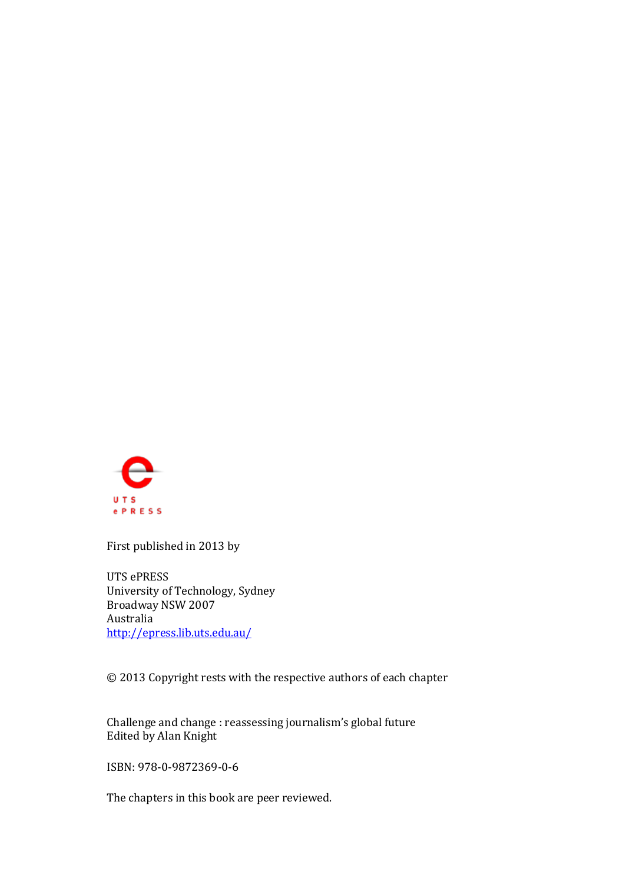UTS
ePRESS

First published in 2013 by

UTS ePRESS
University of Technology, Sydney
Broadway NSW 2007
Australia
http://epress.lib.uts.edu.au/

© 2013 Copyright rests with the respective authors of each chapter

Challenge and change : reassessing journalism's global future
Edited by Alan Knight

ISBN: 978-0-9872369-0-6

The chapters in this book are peer reviewed.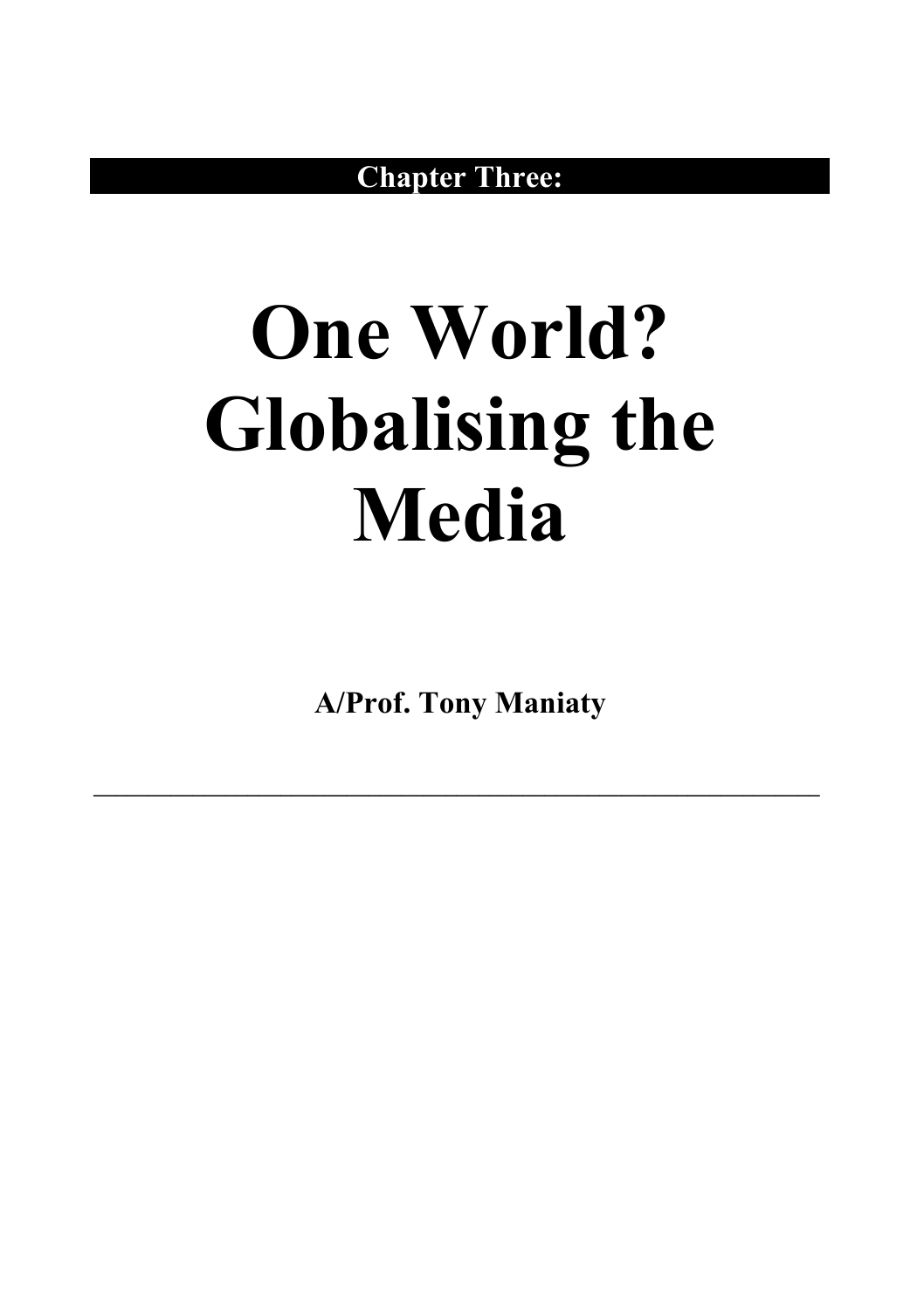**Chapter Three:**

# One World? Globalising the Media

**A/Prof. Tony Maniaty**

---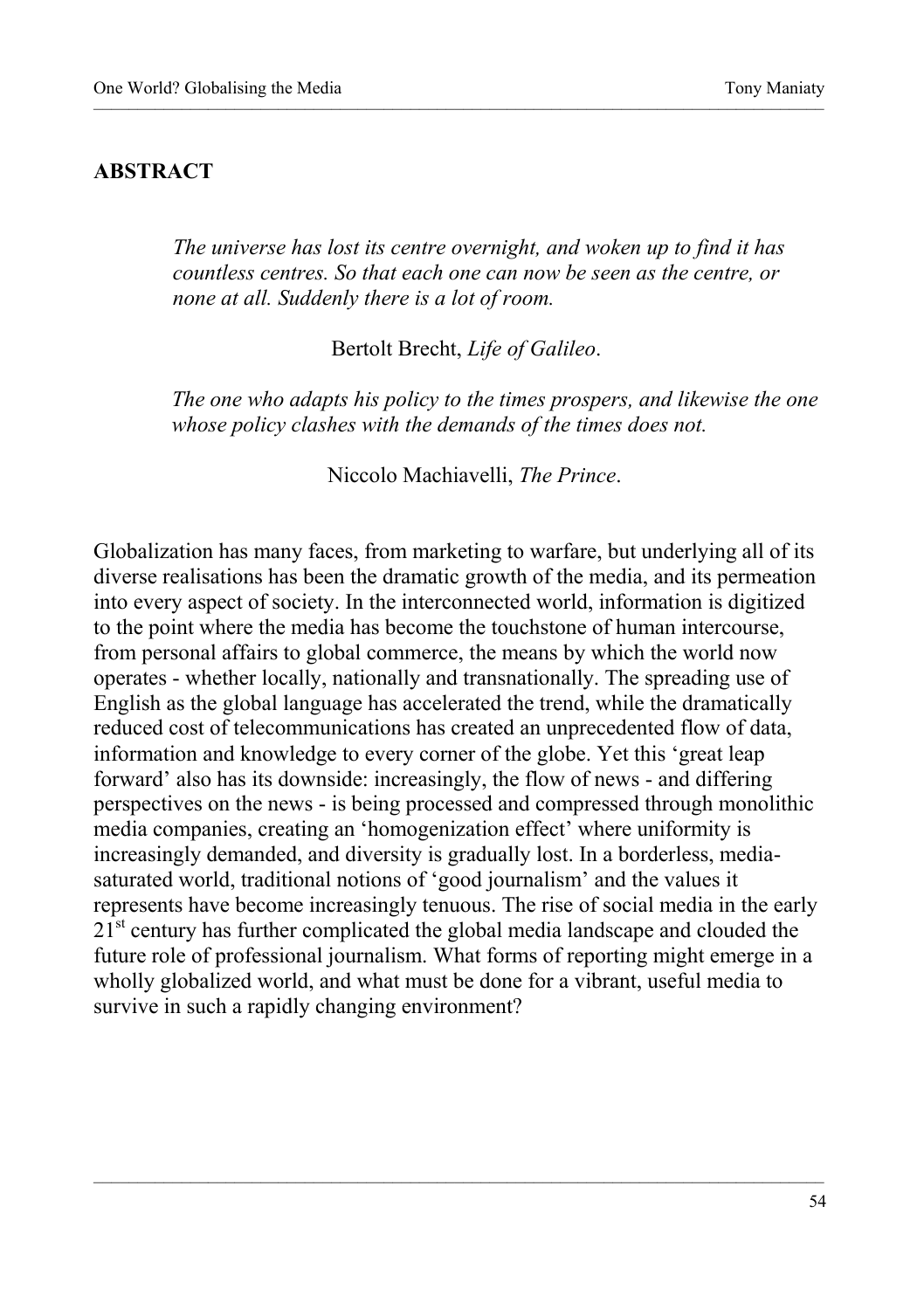## ABSTRACT

> *The universe has lost its centre overnight, and woken up to find it has countless centres. So that each one can now be seen as the centre, or none at all. Suddenly there is a lot of room.*
>
> Bertolt Brecht, *Life of Galileo*.

> *The one who adapts his policy to the times prospers, and likewise the one whose policy clashes with the demands of the times does not.*
>
> Niccolo Machiavelli, *The Prince*.

Globalization has many faces, from marketing to warfare, but underlying all of its diverse realisations has been the dramatic growth of the media, and its permeation into every aspect of society. In the interconnected world, information is digitized to the point where the media has become the touchstone of human intercourse, from personal affairs to global commerce, the means by which the world now operates - whether locally, nationally and transnationally. The spreading use of English as the global language has accelerated the trend, while the dramatically reduced cost of telecommunications has created an unprecedented flow of data, information and knowledge to every corner of the globe. Yet this 'great leap forward' also has its downside: increasingly, the flow of news - and differing perspectives on the news - is being processed and compressed through monolithic media companies, creating an 'homogenization effect' where uniformity is increasingly demanded, and diversity is gradually lost. In a borderless, media-saturated world, traditional notions of 'good journalism' and the values it represents have become increasingly tenuous. The rise of social media in the early 21st century has further complicated the global media landscape and clouded the future role of professional journalism. What forms of reporting might emerge in a wholly globalized world, and what must be done for a vibrant, useful media to survive in such a rapidly changing environment?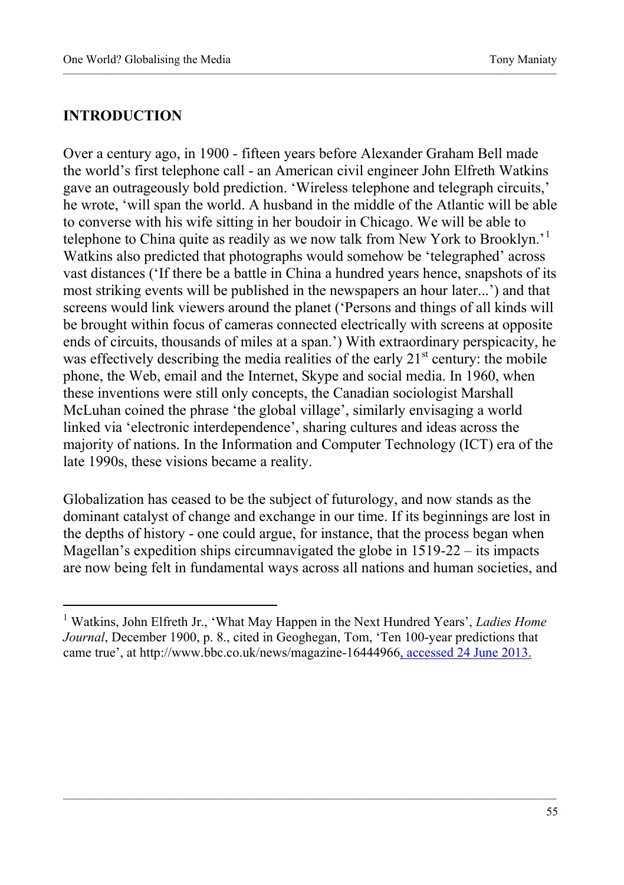## INTRODUCTION

Over a century ago, in 1900 - fifteen years before Alexander Graham Bell made the world's first telephone call - an American civil engineer John Elfreth Watkins gave an outrageously bold prediction. 'Wireless telephone and telegraph circuits,' he wrote, 'will span the world. A husband in the middle of the Atlantic will be able to converse with his wife sitting in her boudoir in Chicago. We will be able to telephone to China quite as readily as we now talk from New York to Brooklyn.'[1] Watkins also predicted that photographs would somehow be 'telegraphed' across vast distances ('If there be a battle in China a hundred years hence, snapshots of its most striking events will be published in the newspapers an hour later...') and that screens would link viewers around the planet ('Persons and things of all kinds will be brought within focus of cameras connected electrically with screens at opposite ends of circuits, thousands of miles at a span.') With extraordinary perspicacity, he was effectively describing the media realities of the early 21st century: the mobile phone, the Web, email and the Internet, Skype and social media. In 1960, when these inventions were still only concepts, the Canadian sociologist Marshall McLuhan coined the phrase 'the global village', similarly envisaging a world linked via 'electronic interdependence', sharing cultures and ideas across the majority of nations. In the Information and Computer Technology (ICT) era of the late 1990s, these visions became a reality.

Globalization has ceased to be the subject of futurology, and now stands as the dominant catalyst of change and exchange in our time. If its beginnings are lost in the depths of history - one could argue, for instance, that the process began when Magellan's expedition ships circumnavigated the globe in 1519-22 – its impacts are now being felt in fundamental ways across all nations and human societies, and

---

[1] Watkins, John Elfreth Jr., 'What May Happen in the Next Hundred Years', *Ladies Home Journal*, December 1900, p. 8., cited in Geoghegan, Tom, 'Ten 100-year predictions that came true', at http://www.bbc.co.uk/news/magazine-16444966, accessed 24 June 2013.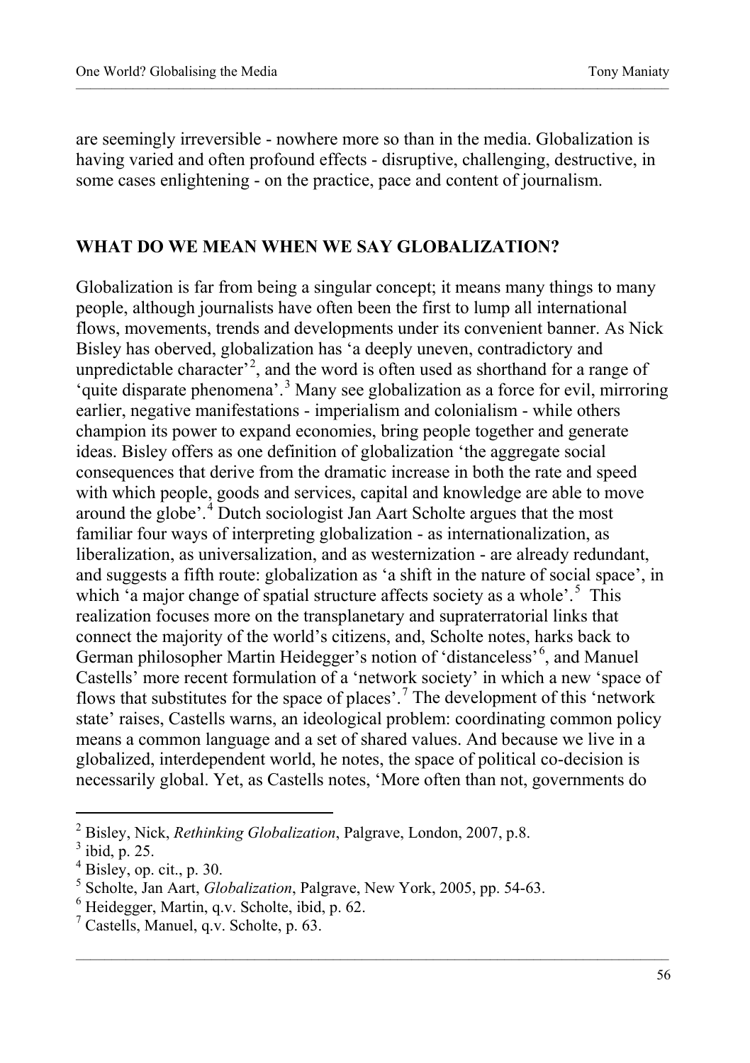are seemingly irreversible - nowhere more so than in the media. Globalization is having varied and often profound effects - disruptive, challenging, destructive, in some cases enlightening - on the practice, pace and content of journalism.

## WHAT DO WE MEAN WHEN WE SAY GLOBALIZATION?

Globalization is far from being a singular concept; it means many things to many people, although journalists have often been the first to lump all international flows, movements, trends and developments under its convenient banner. As Nick Bisley has oberved, globalization has 'a deeply uneven, contradictory and unpredictable character'[2], and the word is often used as shorthand for a range of 'quite disparate phenomena'.[3] Many see globalization as a force for evil, mirroring earlier, negative manifestations - imperialism and colonialism - while others champion its power to expand economies, bring people together and generate ideas. Bisley offers as one definition of globalization 'the aggregate social consequences that derive from the dramatic increase in both the rate and speed with which people, goods and services, capital and knowledge are able to move around the globe'.[4] Dutch sociologist Jan Aart Scholte argues that the most familiar four ways of interpreting globalization - as internationalization, as liberalization, as universalization, and as westernization - are already redundant, and suggests a fifth route: globalization as 'a shift in the nature of social space', in which 'a major change of spatial structure affects society as a whole'.[5] This realization focuses more on the transplanetary and supraterratorial links that connect the majority of the world's citizens, and, Scholte notes, harks back to German philosopher Martin Heidegger's notion of 'distanceless'[6], and Manuel Castells' more recent formulation of a 'network society' in which a new 'space of flows that substitutes for the space of places'.[7] The development of this 'network state' raises, Castells warns, an ideological problem: coordinating common policy means a common language and a set of shared values. And because we live in a globalized, interdependent world, he notes, the space of political co-decision is necessarily global. Yet, as Castells notes, 'More often than not, governments do

---

[2] Bisley, Nick, *Rethinking Globalization*, Palgrave, London, 2007, p.8.

[3] ibid, p. 25.

[4] Bisley, op. cit., p. 30.

[5] Scholte, Jan Aart, *Globalization*, Palgrave, New York, 2005, pp. 54-63.

[6] Heidegger, Martin, q.v. Scholte, ibid, p. 62.

[7] Castells, Manuel, q.v. Scholte, p. 63.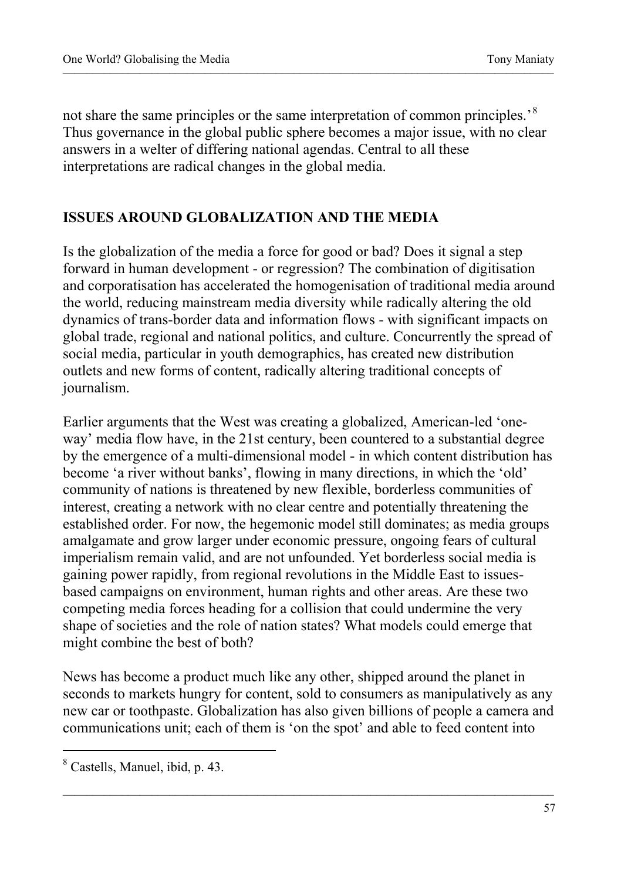not share the same principles or the same interpretation of common principles.'[8] Thus governance in the global public sphere becomes a major issue, with no clear answers in a welter of differing national agendas. Central to all these interpretations are radical changes in the global media.

## ISSUES AROUND GLOBALIZATION AND THE MEDIA

Is the globalization of the media a force for good or bad? Does it signal a step forward in human development - or regression? The combination of digitisation and corporatisation has accelerated the homogenisation of traditional media around the world, reducing mainstream media diversity while radically altering the old dynamics of trans-border data and information flows - with significant impacts on global trade, regional and national politics, and culture. Concurrently the spread of social media, particular in youth demographics, has created new distribution outlets and new forms of content, radically altering traditional concepts of journalism.

Earlier arguments that the West was creating a globalized, American-led 'one-way' media flow have, in the 21st century, been countered to a substantial degree by the emergence of a multi-dimensional model - in which content distribution has become 'a river without banks', flowing in many directions, in which the 'old' community of nations is threatened by new flexible, borderless communities of interest, creating a network with no clear centre and potentially threatening the established order. For now, the hegemonic model still dominates; as media groups amalgamate and grow larger under economic pressure, ongoing fears of cultural imperialism remain valid, and are not unfounded. Yet borderless social media is gaining power rapidly, from regional revolutions in the Middle East to issues-based campaigns on environment, human rights and other areas. Are these two competing media forces heading for a collision that could undermine the very shape of societies and the role of nation states? What models could emerge that might combine the best of both?

News has become a product much like any other, shipped around the planet in seconds to markets hungry for content, sold to consumers as manipulatively as any new car or toothpaste. Globalization has also given billions of people a camera and communications unit; each of them is 'on the spot' and able to feed content into

[8] Castells, Manuel, ibid, p. 43.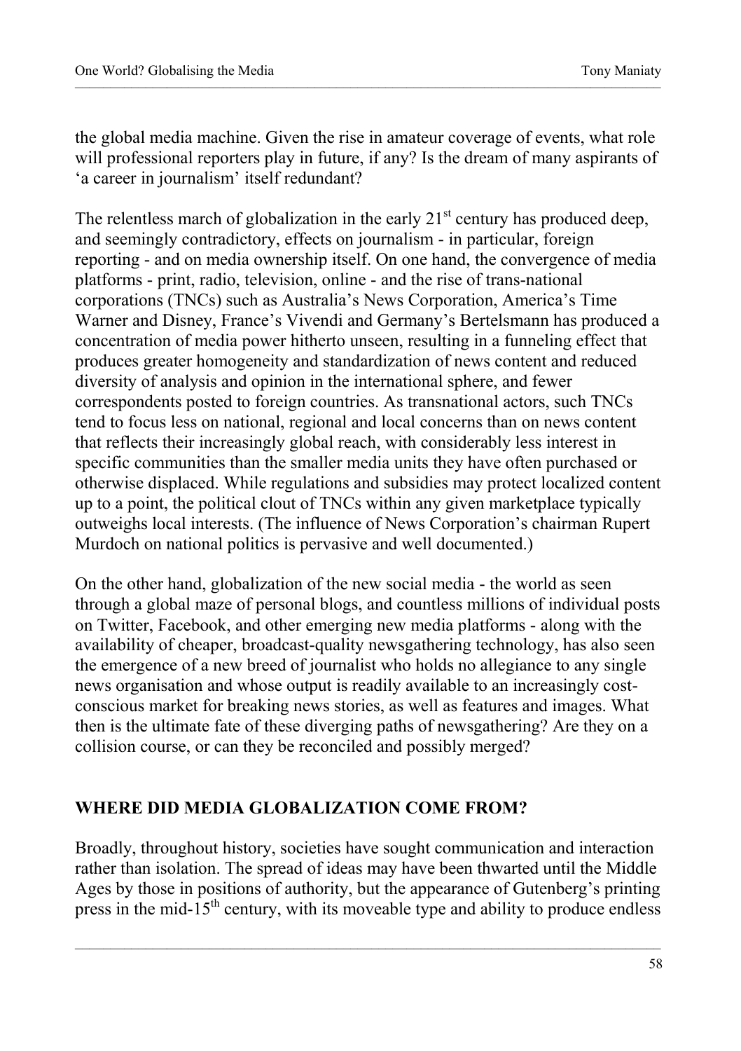the global media machine. Given the rise in amateur coverage of events, what role will professional reporters play in future, if any? Is the dream of many aspirants of 'a career in journalism' itself redundant?

The relentless march of globalization in the early 21st century has produced deep, and seemingly contradictory, effects on journalism - in particular, foreign reporting - and on media ownership itself. On one hand, the convergence of media platforms - print, radio, television, online - and the rise of trans-national corporations (TNCs) such as Australia's News Corporation, America's Time Warner and Disney, France's Vivendi and Germany's Bertelsmann has produced a concentration of media power hitherto unseen, resulting in a funneling effect that produces greater homogeneity and standardization of news content and reduced diversity of analysis and opinion in the international sphere, and fewer correspondents posted to foreign countries. As transnational actors, such TNCs tend to focus less on national, regional and local concerns than on news content that reflects their increasingly global reach, with considerably less interest in specific communities than the smaller media units they have often purchased or otherwise displaced. While regulations and subsidies may protect localized content up to a point, the political clout of TNCs within any given marketplace typically outweighs local interests. (The influence of News Corporation's chairman Rupert Murdoch on national politics is pervasive and well documented.)

On the other hand, globalization of the new social media - the world as seen through a global maze of personal blogs, and countless millions of individual posts on Twitter, Facebook, and other emerging new media platforms - along with the availability of cheaper, broadcast-quality newsgathering technology, has also seen the emergence of a new breed of journalist who holds no allegiance to any single news organisation and whose output is readily available to an increasingly cost-conscious market for breaking news stories, as well as features and images. What then is the ultimate fate of these diverging paths of newsgathering? Are they on a collision course, or can they be reconciled and possibly merged?

## WHERE DID MEDIA GLOBALIZATION COME FROM?

Broadly, throughout history, societies have sought communication and interaction rather than isolation. The spread of ideas may have been thwarted until the Middle Ages by those in positions of authority, but the appearance of Gutenberg's printing press in the mid-15th century, with its moveable type and ability to produce endless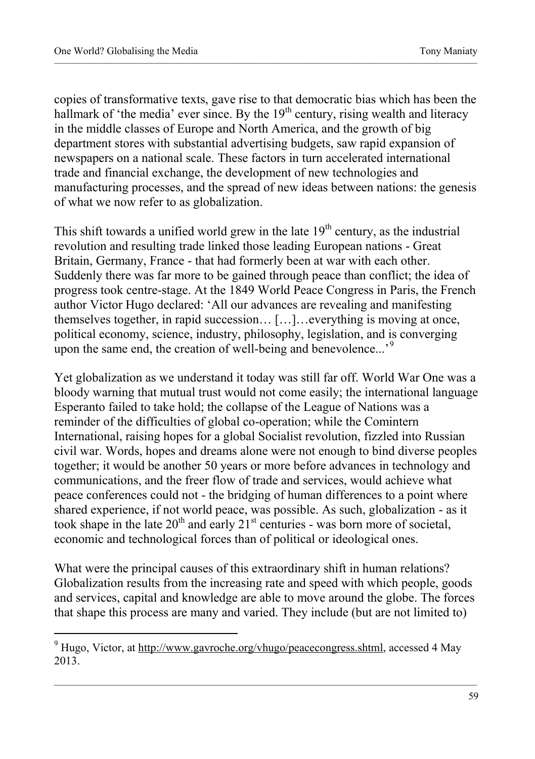copies of transformative texts, gave rise to that democratic bias which has been the hallmark of 'the media' ever since. By the 19th century, rising wealth and literacy in the middle classes of Europe and North America, and the growth of big department stores with substantial advertising budgets, saw rapid expansion of newspapers on a national scale. These factors in turn accelerated international trade and financial exchange, the development of new technologies and manufacturing processes, and the spread of new ideas between nations: the genesis of what we now refer to as globalization.

This shift towards a unified world grew in the late 19th century, as the industrial revolution and resulting trade linked those leading European nations - Great Britain, Germany, France - that had formerly been at war with each other. Suddenly there was far more to be gained through peace than conflict; the idea of progress took centre-stage. At the 1849 World Peace Congress in Paris, the French author Victor Hugo declared: 'All our advances are revealing and manifesting themselves together, in rapid succession… […]…everything is moving at once, political economy, science, industry, philosophy, legislation, and is converging upon the same end, the creation of well-being and benevolence...'[9]

Yet globalization as we understand it today was still far off. World War One was a bloody warning that mutual trust would not come easily; the international language Esperanto failed to take hold; the collapse of the League of Nations was a reminder of the difficulties of global co-operation; while the Comintern International, raising hopes for a global Socialist revolution, fizzled into Russian civil war. Words, hopes and dreams alone were not enough to bind diverse peoples together; it would be another 50 years or more before advances in technology and communications, and the freer flow of trade and services, would achieve what peace conferences could not - the bridging of human differences to a point where shared experience, if not world peace, was possible. As such, globalization - as it took shape in the late 20th and early 21st centuries - was born more of societal, economic and technological forces than of political or ideological ones.

What were the principal causes of this extraordinary shift in human relations? Globalization results from the increasing rate and speed with which people, goods and services, capital and knowledge are able to move around the globe. The forces that shape this process are many and varied. They include (but are not limited to)

---

[9] Hugo, Victor, at http://www.gavroche.org/vhugo/peacecongress.shtml, accessed 4 May 2013.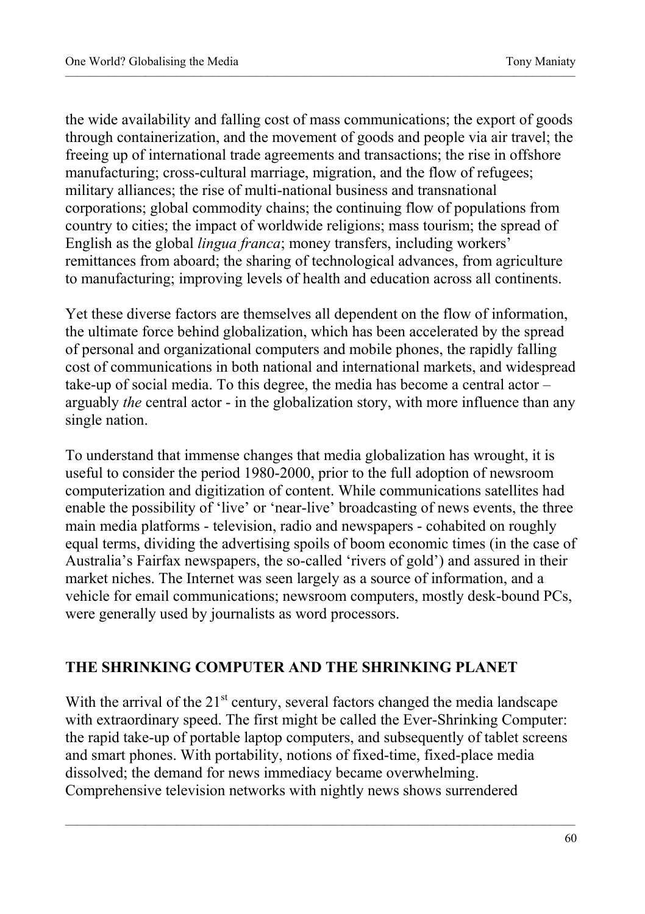the wide availability and falling cost of mass communications; the export of goods through containerization, and the movement of goods and people via air travel; the freeing up of international trade agreements and transactions; the rise in offshore manufacturing; cross-cultural marriage, migration, and the flow of refugees; military alliances; the rise of multi-national business and transnational corporations; global commodity chains; the continuing flow of populations from country to cities; the impact of worldwide religions; mass tourism; the spread of English as the global *lingua franca*; money transfers, including workers' remittances from aboard; the sharing of technological advances, from agriculture to manufacturing; improving levels of health and education across all continents.

Yet these diverse factors are themselves all dependent on the flow of information, the ultimate force behind globalization, which has been accelerated by the spread of personal and organizational computers and mobile phones, the rapidly falling cost of communications in both national and international markets, and widespread take-up of social media. To this degree, the media has become a central actor – arguably *the* central actor - in the globalization story, with more influence than any single nation.

To understand that immense changes that media globalization has wrought, it is useful to consider the period 1980-2000, prior to the full adoption of newsroom computerization and digitization of content. While communications satellites had enable the possibility of 'live' or 'near-live' broadcasting of news events, the three main media platforms - television, radio and newspapers - cohabited on roughly equal terms, dividing the advertising spoils of boom economic times (in the case of Australia's Fairfax newspapers, the so-called 'rivers of gold') and assured in their market niches. The Internet was seen largely as a source of information, and a vehicle for email communications; newsroom computers, mostly desk-bound PCs, were generally used by journalists as word processors.

## THE SHRINKING COMPUTER AND THE SHRINKING PLANET

With the arrival of the 21st century, several factors changed the media landscape with extraordinary speed. The first might be called the Ever-Shrinking Computer: the rapid take-up of portable laptop computers, and subsequently of tablet screens and smart phones. With portability, notions of fixed-time, fixed-place media dissolved; the demand for news immediacy became overwhelming. Comprehensive television networks with nightly news shows surrendered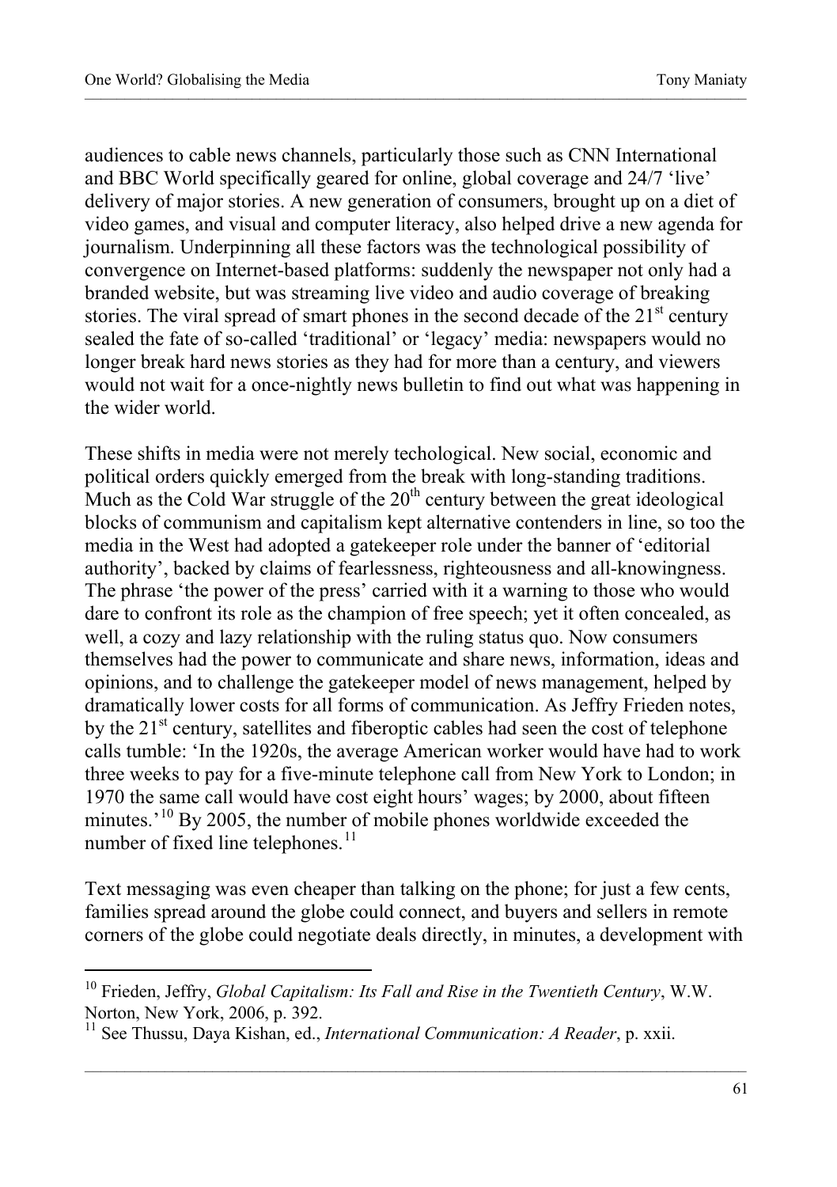audiences to cable news channels, particularly those such as CNN International and BBC World specifically geared for online, global coverage and 24/7 'live' delivery of major stories. A new generation of consumers, brought up on a diet of video games, and visual and computer literacy, also helped drive a new agenda for journalism. Underpinning all these factors was the technological possibility of convergence on Internet-based platforms: suddenly the newspaper not only had a branded website, but was streaming live video and audio coverage of breaking stories. The viral spread of smart phones in the second decade of the 21st century sealed the fate of so-called 'traditional' or 'legacy' media: newspapers would no longer break hard news stories as they had for more than a century, and viewers would not wait for a once-nightly news bulletin to find out what was happening in the wider world.

These shifts in media were not merely techological. New social, economic and political orders quickly emerged from the break with long-standing traditions. Much as the Cold War struggle of the 20th century between the great ideological blocks of communism and capitalism kept alternative contenders in line, so too the media in the West had adopted a gatekeeper role under the banner of 'editorial authority', backed by claims of fearlessness, righteousness and all-knowingness. The phrase 'the power of the press' carried with it a warning to those who would dare to confront its role as the champion of free speech; yet it often concealed, as well, a cozy and lazy relationship with the ruling status quo. Now consumers themselves had the power to communicate and share news, information, ideas and opinions, and to challenge the gatekeeper model of news management, helped by dramatically lower costs for all forms of communication. As Jeffry Frieden notes, by the 21st century, satellites and fiberoptic cables had seen the cost of telephone calls tumble: 'In the 1920s, the average American worker would have had to work three weeks to pay for a five-minute telephone call from New York to London; in 1970 the same call would have cost eight hours' wages; by 2000, about fifteen minutes.'[10] By 2005, the number of mobile phones worldwide exceeded the number of fixed line telephones.[11]

Text messaging was even cheaper than talking on the phone; for just a few cents, families spread around the globe could connect, and buyers and sellers in remote corners of the globe could negotiate deals directly, in minutes, a development with

---

[10] Frieden, Jeffry, *Global Capitalism: Its Fall and Rise in the Twentieth Century*, W.W. Norton, New York, 2006, p. 392.

[11] See Thussu, Daya Kishan, ed., *International Communication: A Reader*, p. xxii.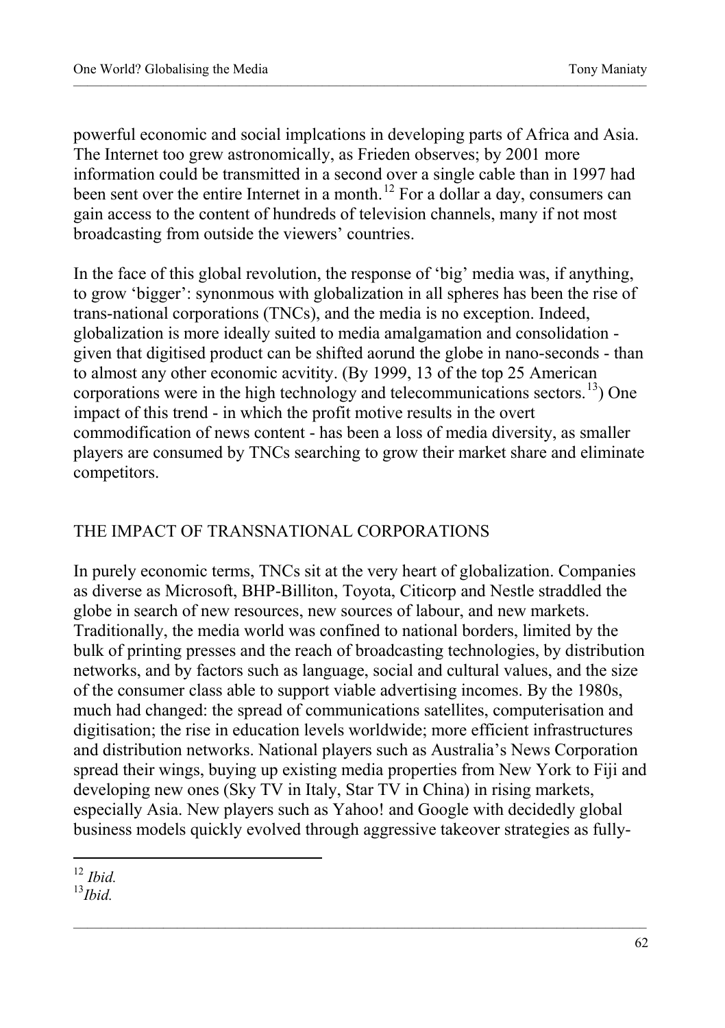powerful economic and social implcations in developing parts of Africa and Asia. The Internet too grew astronomically, as Frieden observes; by 2001 more information could be transmitted in a second over a single cable than in 1997 had been sent over the entire Internet in a month.[12] For a dollar a day, consumers can gain access to the content of hundreds of television channels, many if not most broadcasting from outside the viewers' countries.

In the face of this global revolution, the response of 'big' media was, if anything, to grow 'bigger': synonmous with globalization in all spheres has been the rise of trans-national corporations (TNCs), and the media is no exception. Indeed, globalization is more ideally suited to media amalgamation and consolidation - given that digitised product can be shifted aorund the globe in nano-seconds - than to almost any other economic acvitity. (By 1999, 13 of the top 25 American corporations were in the high technology and telecommunications sectors.[13]) One impact of this trend - in which the profit motive results in the overt commodification of news content - has been a loss of media diversity, as smaller players are consumed by TNCs searching to grow their market share and eliminate competitors.

## THE IMPACT OF TRANSNATIONAL CORPORATIONS

In purely economic terms, TNCs sit at the very heart of globalization. Companies as diverse as Microsoft, BHP-Billiton, Toyota, Citicorp and Nestle straddled the globe in search of new resources, new sources of labour, and new markets. Traditionally, the media world was confined to national borders, limited by the bulk of printing presses and the reach of broadcasting technologies, by distribution networks, and by factors such as language, social and cultural values, and the size of the consumer class able to support viable advertising incomes. By the 1980s, much had changed: the spread of communications satellites, computerisation and digitisation; the rise in education levels worldwide; more efficient infrastructures and distribution networks. National players such as Australia's News Corporation spread their wings, buying up existing media properties from New York to Fiji and developing new ones (Sky TV in Italy, Star TV in China) in rising markets, especially Asia. New players such as Yahoo! and Google with decidedly global business models quickly evolved through aggressive takeover strategies as fully-

---

[12] *Ibid.*

[13] *Ibid.*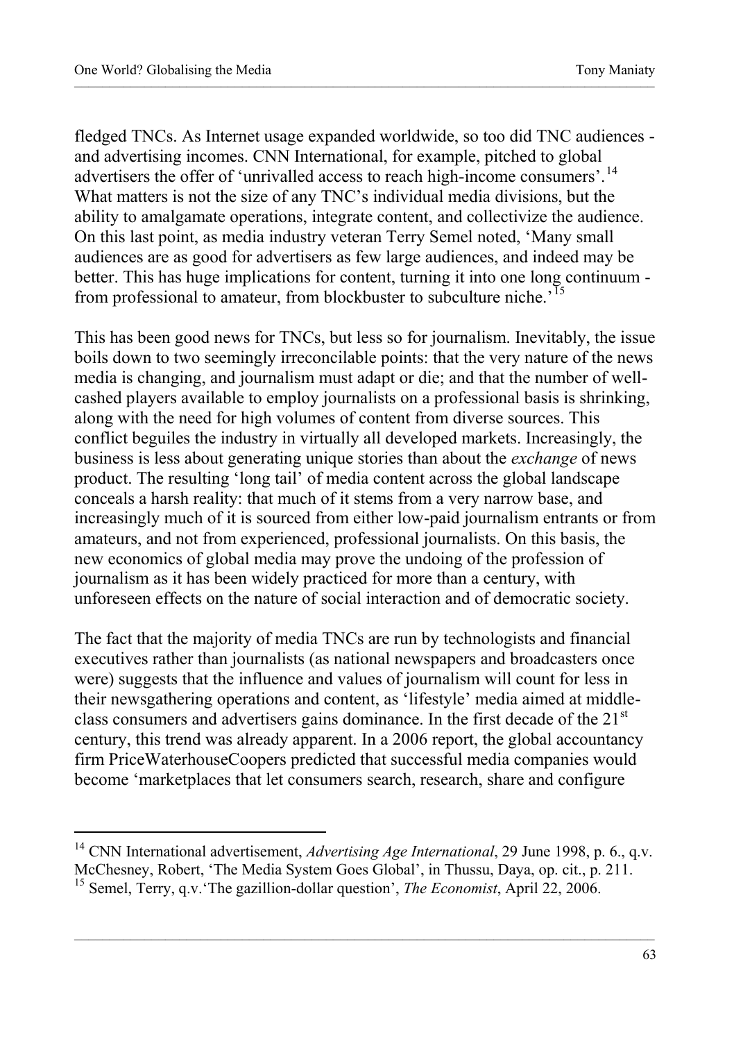fledged TNCs. As Internet usage expanded worldwide, so too did TNC audiences - and advertising incomes. CNN International, for example, pitched to global advertisers the offer of 'unrivalled access to reach high-income consumers'.[14] What matters is not the size of any TNC's individual media divisions, but the ability to amalgamate operations, integrate content, and collectivize the audience. On this last point, as media industry veteran Terry Semel noted, 'Many small audiences are as good for advertisers as few large audiences, and indeed may be better. This has huge implications for content, turning it into one long continuum - from professional to amateur, from blockbuster to subculture niche.'[15]

This has been good news for TNCs, but less so for journalism. Inevitably, the issue boils down to two seemingly irreconcilable points: that the very nature of the news media is changing, and journalism must adapt or die; and that the number of well-cashed players available to employ journalists on a professional basis is shrinking, along with the need for high volumes of content from diverse sources. This conflict beguiles the industry in virtually all developed markets. Increasingly, the business is less about generating unique stories than about the *exchange* of news product. The resulting 'long tail' of media content across the global landscape conceals a harsh reality: that much of it stems from a very narrow base, and increasingly much of it is sourced from either low-paid journalism entrants or from amateurs, and not from experienced, professional journalists. On this basis, the new economics of global media may prove the undoing of the profession of journalism as it has been widely practiced for more than a century, with unforeseen effects on the nature of social interaction and of democratic society.

The fact that the majority of media TNCs are run by technologists and financial executives rather than journalists (as national newspapers and broadcasters once were) suggests that the influence and values of journalism will count for less in their newsgathering operations and content, as 'lifestyle' media aimed at middle-class consumers and advertisers gains dominance. In the first decade of the 21st century, this trend was already apparent. In a 2006 report, the global accountancy firm PriceWaterhouseCoopers predicted that successful media companies would become 'marketplaces that let consumers search, research, share and configure

---

[14] CNN International advertisement, *Advertising Age International*, 29 June 1998, p. 6., q.v. McChesney, Robert, 'The Media System Goes Global', in Thussu, Daya, op. cit., p. 211.

[15] Semel, Terry, q.v.'The gazillion-dollar question', *The Economist*, April 22, 2006.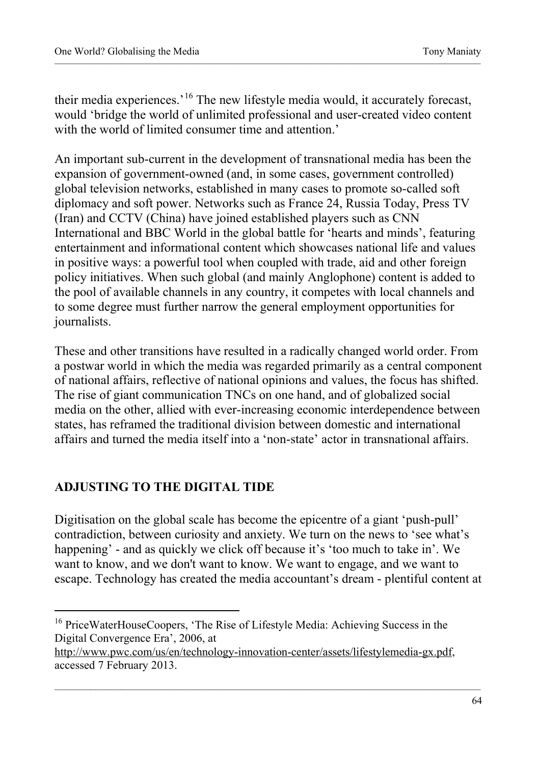their media experiences.'[16] The new lifestyle media would, it accurately forecast, would 'bridge the world of unlimited professional and user-created video content with the world of limited consumer time and attention.'

An important sub-current in the development of transnational media has been the expansion of government-owned (and, in some cases, government controlled) global television networks, established in many cases to promote so-called soft diplomacy and soft power. Networks such as France 24, Russia Today, Press TV (Iran) and CCTV (China) have joined established players such as CNN International and BBC World in the global battle for 'hearts and minds', featuring entertainment and informational content which showcases national life and values in positive ways: a powerful tool when coupled with trade, aid and other foreign policy initiatives. When such global (and mainly Anglophone) content is added to the pool of available channels in any country, it competes with local channels and to some degree must further narrow the general employment opportunities for journalists.

These and other transitions have resulted in a radically changed world order. From a postwar world in which the media was regarded primarily as a central component of national affairs, reflective of national opinions and values, the focus has shifted. The rise of giant communication TNCs on one hand, and of globalized social media on the other, allied with ever-increasing economic interdependence between states, has reframed the traditional division between domestic and international affairs and turned the media itself into a 'non-state' actor in transnational affairs.

## ADJUSTING TO THE DIGITAL TIDE

Digitisation on the global scale has become the epicentre of a giant 'push-pull' contradiction, between curiosity and anxiety. We turn on the news to 'see what's happening' - and as quickly we click off because it's 'too much to take in'. We want to know, and we don't want to know. We want to engage, and we want to escape. Technology has created the media accountant's dream - plentiful content at

---

[16] PriceWaterHouseCoopers, 'The Rise of Lifestyle Media: Achieving Success in the Digital Convergence Era', 2006, at http://www.pwc.com/us/en/technology-innovation-center/assets/lifestylemedia-gx.pdf, accessed 7 February 2013.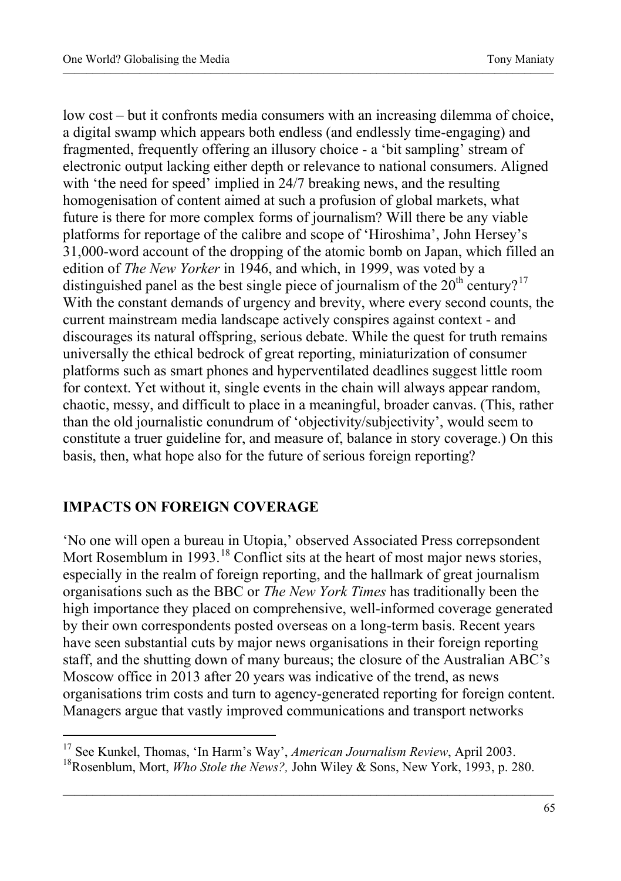low cost – but it confronts media consumers with an increasing dilemma of choice, a digital swamp which appears both endless (and endlessly time-engaging) and fragmented, frequently offering an illusory choice - a 'bit sampling' stream of electronic output lacking either depth or relevance to national consumers. Aligned with 'the need for speed' implied in 24/7 breaking news, and the resulting homogenisation of content aimed at such a profusion of global markets, what future is there for more complex forms of journalism? Will there be any viable platforms for reportage of the calibre and scope of 'Hiroshima', John Hersey's 31,000-word account of the dropping of the atomic bomb on Japan, which filled an edition of *The New Yorker* in 1946, and which, in 1999, was voted by a distinguished panel as the best single piece of journalism of the 20th century?[17] With the constant demands of urgency and brevity, where every second counts, the current mainstream media landscape actively conspires against context - and discourages its natural offspring, serious debate. While the quest for truth remains universally the ethical bedrock of great reporting, miniaturization of consumer platforms such as smart phones and hyperventilated deadlines suggest little room for context. Yet without it, single events in the chain will always appear random, chaotic, messy, and difficult to place in a meaningful, broader canvas. (This, rather than the old journalistic conundrum of 'objectivity/subjectivity', would seem to constitute a truer guideline for, and measure of, balance in story coverage.) On this basis, then, what hope also for the future of serious foreign reporting?

## IMPACTS ON FOREIGN COVERAGE

'No one will open a bureau in Utopia,' observed Associated Press correpsondent Mort Rosemblum in 1993.[18] Conflict sits at the heart of most major news stories, especially in the realm of foreign reporting, and the hallmark of great journalism organisations such as the BBC or *The New York Times* has traditionally been the high importance they placed on comprehensive, well-informed coverage generated by their own correspondents posted overseas on a long-term basis. Recent years have seen substantial cuts by major news organisations in their foreign reporting staff, and the shutting down of many bureaus; the closure of the Australian ABC's Moscow office in 2013 after 20 years was indicative of the trend, as news organisations trim costs and turn to agency-generated reporting for foreign content. Managers argue that vastly improved communications and transport networks

[17] See Kunkel, Thomas, 'In Harm's Way', *American Journalism Review*, April 2003.

[18] Rosenblum, Mort, *Who Stole the News?,* John Wiley & Sons, New York, 1993, p. 280.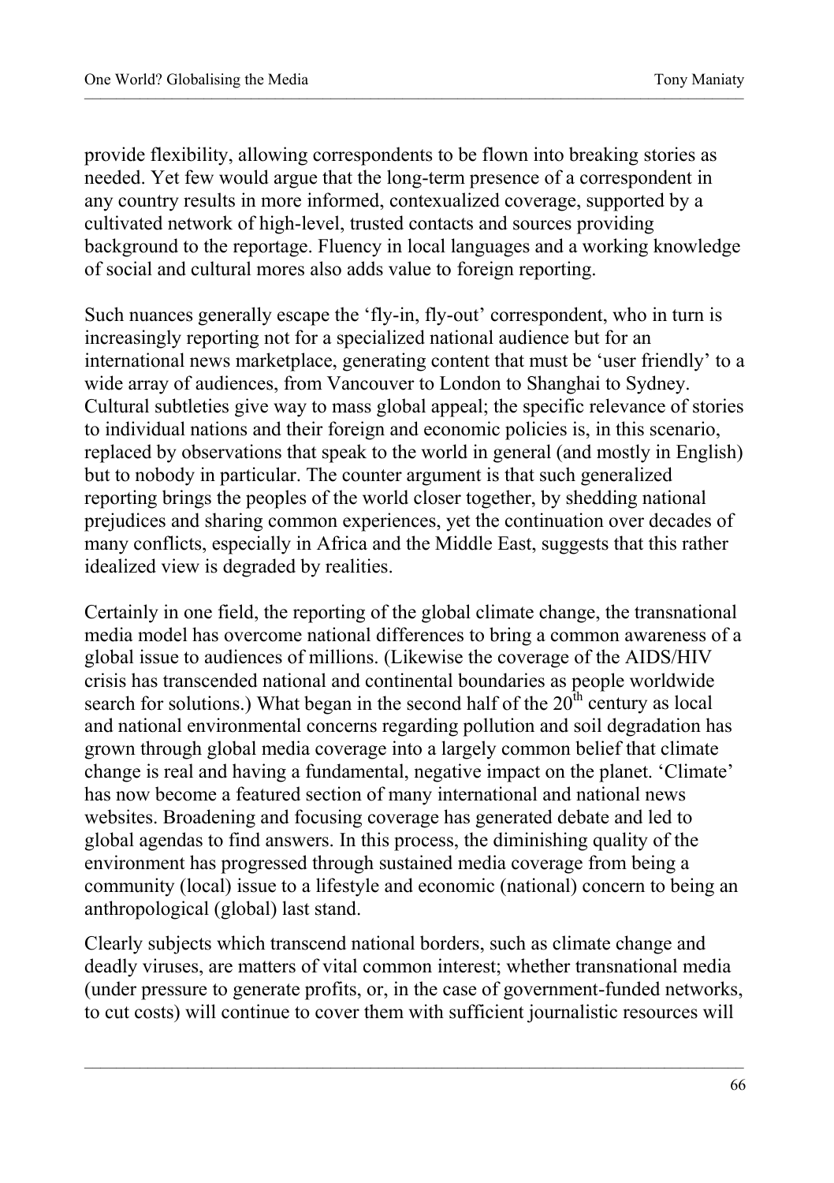provide flexibility, allowing correspondents to be flown into breaking stories as needed. Yet few would argue that the long-term presence of a correspondent in any country results in more informed, contexualized coverage, supported by a cultivated network of high-level, trusted contacts and sources providing background to the reportage. Fluency in local languages and a working knowledge of social and cultural mores also adds value to foreign reporting.

Such nuances generally escape the 'fly-in, fly-out' correspondent, who in turn is increasingly reporting not for a specialized national audience but for an international news marketplace, generating content that must be 'user friendly' to a wide array of audiences, from Vancouver to London to Shanghai to Sydney. Cultural subtleties give way to mass global appeal; the specific relevance of stories to individual nations and their foreign and economic policies is, in this scenario, replaced by observations that speak to the world in general (and mostly in English) but to nobody in particular. The counter argument is that such generalized reporting brings the peoples of the world closer together, by shedding national prejudices and sharing common experiences, yet the continuation over decades of many conflicts, especially in Africa and the Middle East, suggests that this rather idealized view is degraded by realities.

Certainly in one field, the reporting of the global climate change, the transnational media model has overcome national differences to bring a common awareness of a global issue to audiences of millions. (Likewise the coverage of the AIDS/HIV crisis has transcended national and continental boundaries as people worldwide search for solutions.) What began in the second half of the 20th century as local and national environmental concerns regarding pollution and soil degradation has grown through global media coverage into a largely common belief that climate change is real and having a fundamental, negative impact on the planet. 'Climate' has now become a featured section of many international and national news websites. Broadening and focusing coverage has generated debate and led to global agendas to find answers. In this process, the diminishing quality of the environment has progressed through sustained media coverage from being a community (local) issue to a lifestyle and economic (national) concern to being an anthropological (global) last stand.

Clearly subjects which transcend national borders, such as climate change and deadly viruses, are matters of vital common interest; whether transnational media (under pressure to generate profits, or, in the case of government-funded networks, to cut costs) will continue to cover them with sufficient journalistic resources will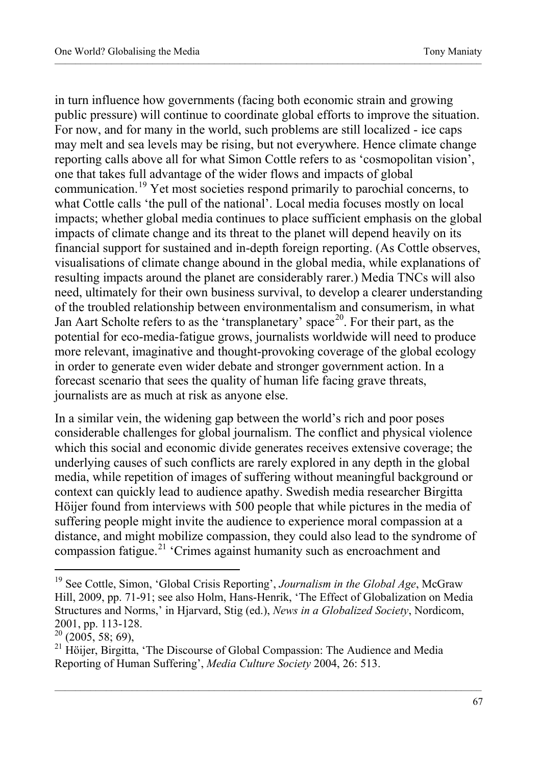in turn influence how governments (facing both economic strain and growing public pressure) will continue to coordinate global efforts to improve the situation. For now, and for many in the world, such problems are still localized - ice caps may melt and sea levels may be rising, but not everywhere. Hence climate change reporting calls above all for what Simon Cottle refers to as 'cosmopolitan vision', one that takes full advantage of the wider flows and impacts of global communication.[19] Yet most societies respond primarily to parochial concerns, to what Cottle calls 'the pull of the national'. Local media focuses mostly on local impacts; whether global media continues to place sufficient emphasis on the global impacts of climate change and its threat to the planet will depend heavily on its financial support for sustained and in-depth foreign reporting. (As Cottle observes, visualisations of climate change abound in the global media, while explanations of resulting impacts around the planet are considerably rarer.) Media TNCs will also need, ultimately for their own business survival, to develop a clearer understanding of the troubled relationship between environmentalism and consumerism, in what Jan Aart Scholte refers to as the 'transplanetary' space[20]. For their part, as the potential for eco-media-fatigue grows, journalists worldwide will need to produce more relevant, imaginative and thought-provoking coverage of the global ecology in order to generate even wider debate and stronger government action. In a forecast scenario that sees the quality of human life facing grave threats, journalists are as much at risk as anyone else.

In a similar vein, the widening gap between the world's rich and poor poses considerable challenges for global journalism. The conflict and physical violence which this social and economic divide generates receives extensive coverage; the underlying causes of such conflicts are rarely explored in any depth in the global media, while repetition of images of suffering without meaningful background or context can quickly lead to audience apathy. Swedish media researcher Birgitta Höijer found from interviews with 500 people that while pictures in the media of suffering people might invite the audience to experience moral compassion at a distance, and might mobilize compassion, they could also lead to the syndrome of compassion fatigue.[21] 'Crimes against humanity such as encroachment and

---

[19] See Cottle, Simon, 'Global Crisis Reporting', *Journalism in the Global Age*, McGraw Hill, 2009, pp. 71-91; see also Holm, Hans-Henrik, 'The Effect of Globalization on Media Structures and Norms,' in Hjarvard, Stig (ed.), *News in a Globalized Society*, Nordicom, 2001, pp. 113-128.

[20] (2005, 58; 69),

[21] Höijer, Birgitta, 'The Discourse of Global Compassion: The Audience and Media Reporting of Human Suffering', *Media Culture Society* 2004, 26: 513.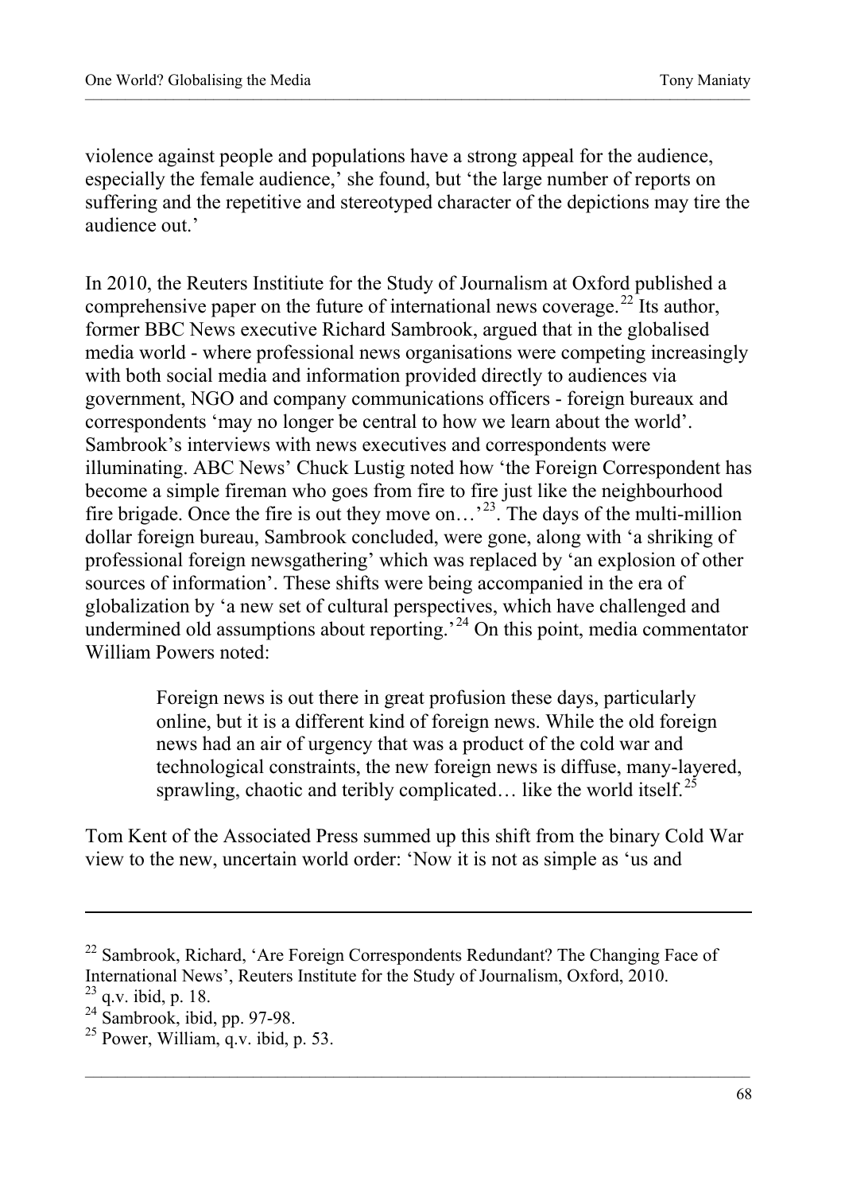violence against people and populations have a strong appeal for the audience, especially the female audience,' she found, but 'the large number of reports on suffering and the repetitive and stereotyped character of the depictions may tire the audience out.'

In 2010, the Reuters Instiitute for the Study of Journalism at Oxford published a comprehensive paper on the future of international news coverage.[22] Its author, former BBC News executive Richard Sambrook, argued that in the globalised media world - where professional news organisations were competing increasingly with both social media and information provided directly to audiences via government, NGO and company communications officers - foreign bureaux and correspondents 'may no longer be central to how we learn about the world'. Sambrook's interviews with news executives and correspondents were illuminating. ABC News' Chuck Lustig noted how 'the Foreign Correspondent has become a simple fireman who goes from fire to fire just like the neighbourhood fire brigade. Once the fire is out they move on…'[23]. The days of the multi-million dollar foreign bureau, Sambrook concluded, were gone, along with 'a shriking of professional foreign newsgathering' which was replaced by 'an explosion of other sources of information'. These shifts were being accompanied in the era of globalization by 'a new set of cultural perspectives, which have challenged and undermined old assumptions about reporting.'[24] On this point, media commentator William Powers noted:

> Foreign news is out there in great profusion these days, particularly online, but it is a different kind of foreign news. While the old foreign news had an air of urgency that was a product of the cold war and technological constraints, the new foreign news is diffuse, many-layered, sprawling, chaotic and teribly complicated… like the world itself.[25]

Tom Kent of the Associated Press summed up this shift from the binary Cold War view to the new, uncertain world order: 'Now it is not as simple as 'us and

---

[22] Sambrook, Richard, 'Are Foreign Correspondents Redundant? The Changing Face of International News', Reuters Institute for the Study of Journalism, Oxford, 2010.

[23] q.v. ibid, p. 18.

[24] Sambrook, ibid, pp. 97-98.

[25] Power, William, q.v. ibid, p. 53.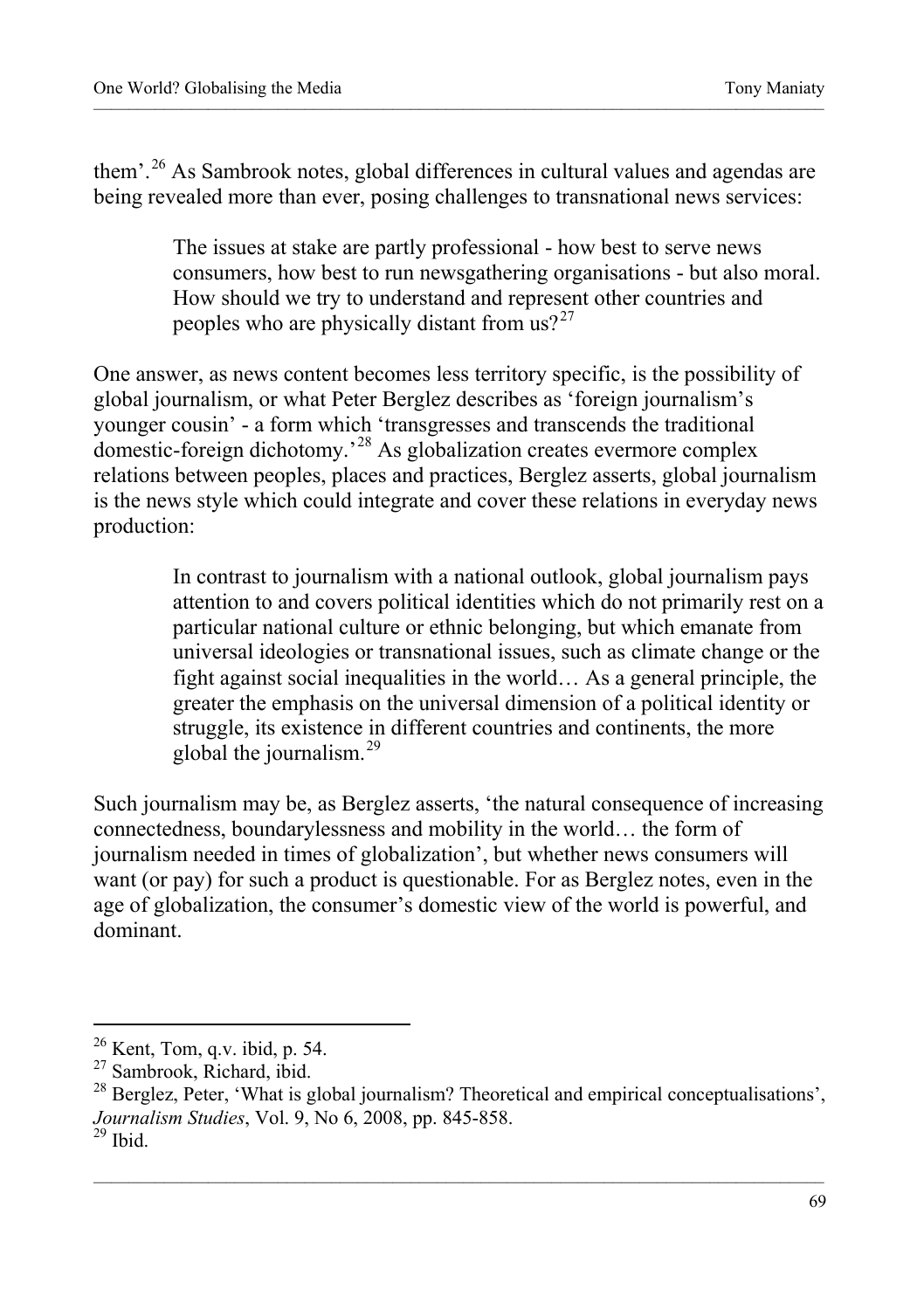them'.[26] As Sambrook notes, global differences in cultural values and agendas are being revealed more than ever, posing challenges to transnational news services:

> The issues at stake are partly professional - how best to serve news consumers, how best to run newsgathering organisations - but also moral. How should we try to understand and represent other countries and peoples who are physically distant from us?[27]

One answer, as news content becomes less territory specific, is the possibility of global journalism, or what Peter Berglez describes as 'foreign journalism's younger cousin' - a form which 'transgresses and transcends the traditional domestic-foreign dichotomy.'[28] As globalization creates evermore complex relations between peoples, places and practices, Berglez asserts, global journalism is the news style which could integrate and cover these relations in everyday news production:

> In contrast to journalism with a national outlook, global journalism pays attention to and covers political identities which do not primarily rest on a particular national culture or ethnic belonging, but which emanate from universal ideologies or transnational issues, such as climate change or the fight against social inequalities in the world… As a general principle, the greater the emphasis on the universal dimension of a political identity or struggle, its existence in different countries and continents, the more global the journalism.[29]

Such journalism may be, as Berglez asserts, 'the natural consequence of increasing connectedness, boundarylessness and mobility in the world… the form of journalism needed in times of globalization', but whether news consumers will want (or pay) for such a product is questionable. For as Berglez notes, even in the age of globalization, the consumer's domestic view of the world is powerful, and dominant.

---

[26] Kent, Tom, q.v. ibid, p. 54.

[27] Sambrook, Richard, ibid.

[28] Berglez, Peter, 'What is global journalism? Theoretical and empirical conceptualisations', *Journalism Studies*, Vol. 9, No 6, 2008, pp. 845-858.

[29] Ibid.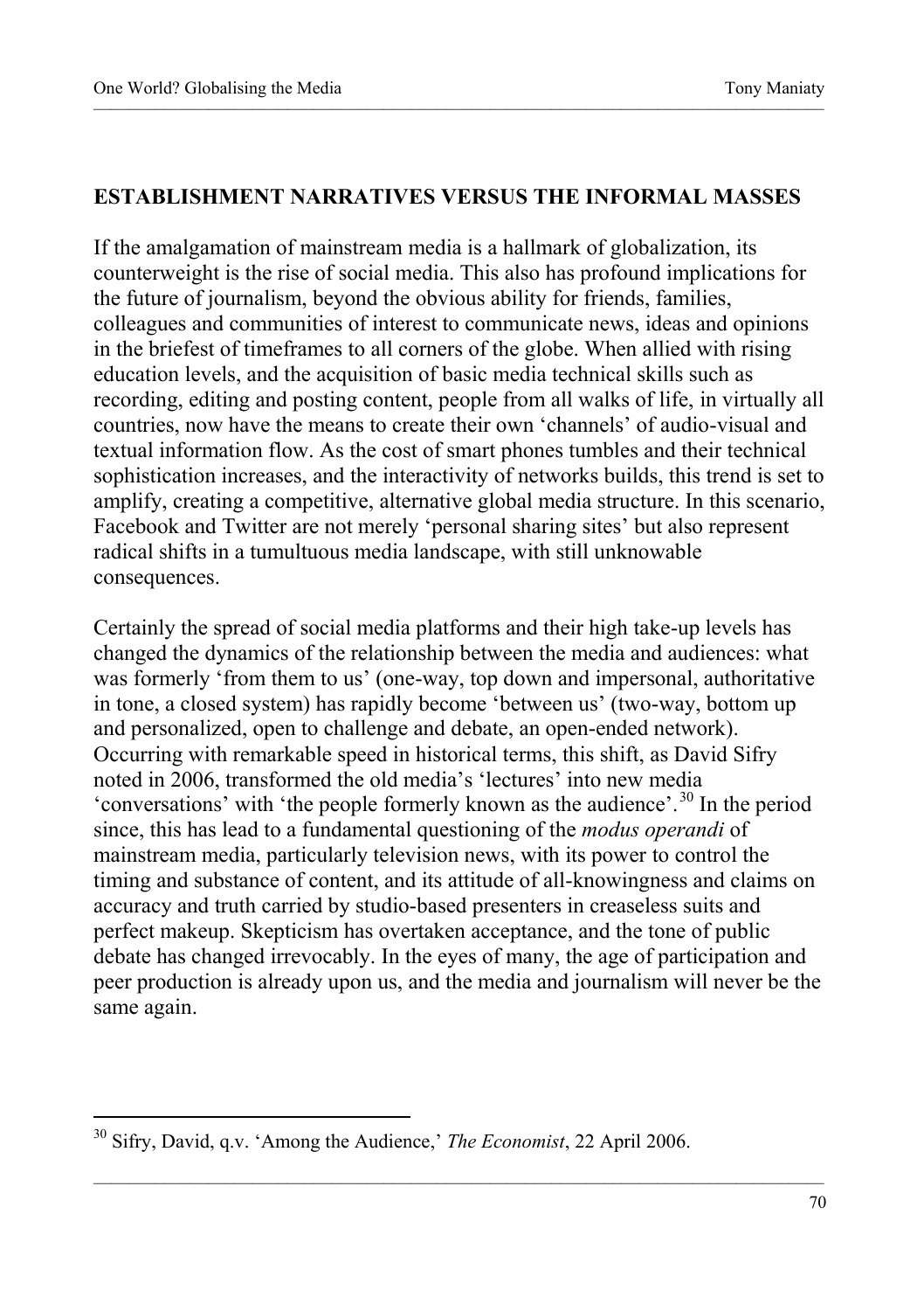## ESTABLISHMENT NARRATIVES VERSUS THE INFORMAL MASSES

If the amalgamation of mainstream media is a hallmark of globalization, its counterweight is the rise of social media. This also has profound implications for the future of journalism, beyond the obvious ability for friends, families, colleagues and communities of interest to communicate news, ideas and opinions in the briefest of timeframes to all corners of the globe. When allied with rising education levels, and the acquisition of basic media technical skills such as recording, editing and posting content, people from all walks of life, in virtually all countries, now have the means to create their own 'channels' of audio-visual and textual information flow. As the cost of smart phones tumbles and their technical sophistication increases, and the interactivity of networks builds, this trend is set to amplify, creating a competitive, alternative global media structure. In this scenario, Facebook and Twitter are not merely 'personal sharing sites' but also represent radical shifts in a tumultuous media landscape, with still unknowable consequences.

Certainly the spread of social media platforms and their high take-up levels has changed the dynamics of the relationship between the media and audiences: what was formerly 'from them to us' (one-way, top down and impersonal, authoritative in tone, a closed system) has rapidly become 'between us' (two-way, bottom up and personalized, open to challenge and debate, an open-ended network). Occurring with remarkable speed in historical terms, this shift, as David Sifry noted in 2006, transformed the old media's 'lectures' into new media 'conversations' with 'the people formerly known as the audience'.[30] In the period since, this has lead to a fundamental questioning of the *modus operandi* of mainstream media, particularly television news, with its power to control the timing and substance of content, and its attitude of all-knowingness and claims on accuracy and truth carried by studio-based presenters in creaseless suits and perfect makeup. Skepticism has overtaken acceptance, and the tone of public debate has changed irrevocably. In the eyes of many, the age of participation and peer production is already upon us, and the media and journalism will never be the same again.

---

[30] Sifry, David, q.v. 'Among the Audience,' *The Economist*, 22 April 2006.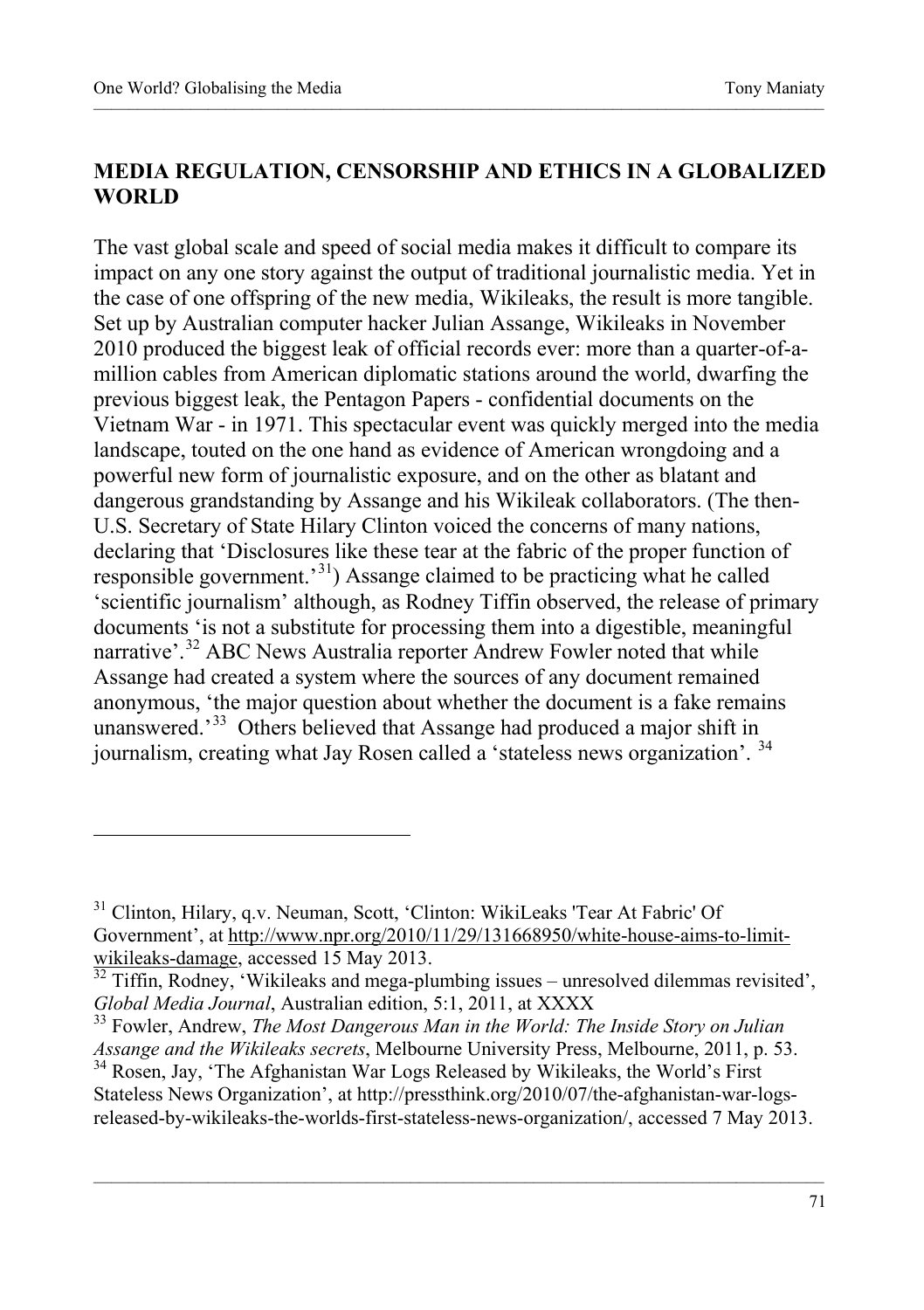## MEDIA REGULATION, CENSORSHIP AND ETHICS IN A GLOBALIZED WORLD

The vast global scale and speed of social media makes it difficult to compare its impact on any one story against the output of traditional journalistic media. Yet in the case of one offspring of the new media, Wikileaks, the result is more tangible. Set up by Australian computer hacker Julian Assange, Wikileaks in November 2010 produced the biggest leak of official records ever: more than a quarter-of-a-million cables from American diplomatic stations around the world, dwarfing the previous biggest leak, the Pentagon Papers - confidential documents on the Vietnam War - in 1971. This spectacular event was quickly merged into the media landscape, touted on the one hand as evidence of American wrongdoing and a powerful new form of journalistic exposure, and on the other as blatant and dangerous grandstanding by Assange and his Wikileak collaborators. (The then-U.S. Secretary of State Hilary Clinton voiced the concerns of many nations, declaring that 'Disclosures like these tear at the fabric of the proper function of responsible government.'[31]) Assange claimed to be practicing what he called 'scientific journalism' although, as Rodney Tiffin observed, the release of primary documents 'is not a substitute for processing them into a digestible, meaningful narrative'.[32] ABC News Australia reporter Andrew Fowler noted that while Assange had created a system where the sources of any document remained anonymous, 'the major question about whether the document is a fake remains unanswered.'[33] Others believed that Assange had produced a major shift in journalism, creating what Jay Rosen called a 'stateless news organization'. [34]

---

[31] Clinton, Hilary, q.v. Neuman, Scott, 'Clinton: WikiLeaks 'Tear At Fabric' Of Government', at http://www.npr.org/2010/11/29/131668950/white-house-aims-to-limit-wikileaks-damage, accessed 15 May 2013.

[32] Tiffin, Rodney, 'Wikileaks and mega-plumbing issues – unresolved dilemmas revisited', *Global Media Journal*, Australian edition, 5:1, 2011, at XXXX

[33] Fowler, Andrew, *The Most Dangerous Man in the World: The Inside Story on Julian Assange and the Wikileaks secrets*, Melbourne University Press, Melbourne, 2011, p. 53.

[34] Rosen, Jay, 'The Afghanistan War Logs Released by Wikileaks, the World's First Stateless News Organization', at http://pressthink.org/2010/07/the-afghanistan-war-logs-released-by-wikileaks-the-worlds-first-stateless-news-organization/, accessed 7 May 2013.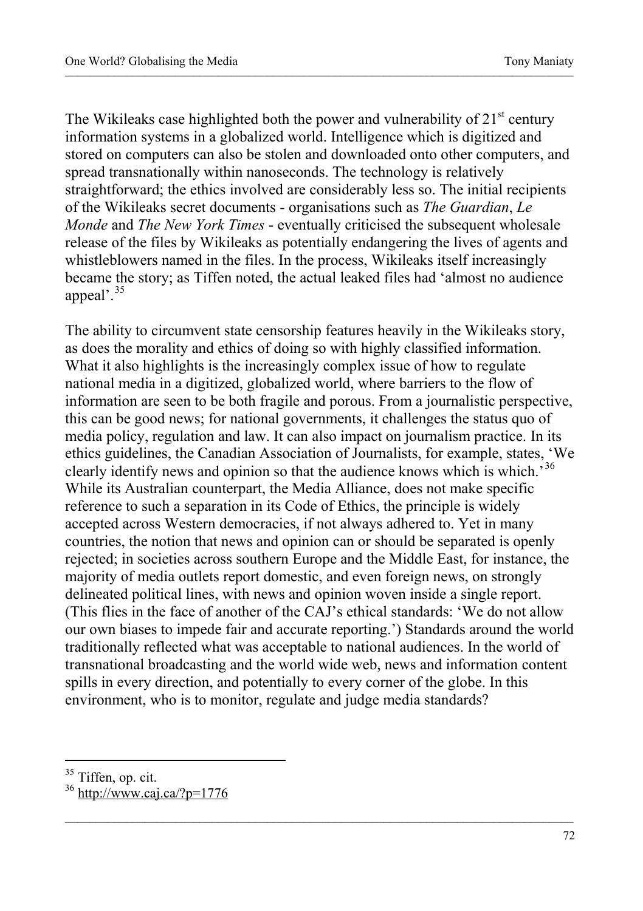The Wikileaks case highlighted both the power and vulnerability of 21st century information systems in a globalized world. Intelligence which is digitized and stored on computers can also be stolen and downloaded onto other computers, and spread transnationally within nanoseconds. The technology is relatively straightforward; the ethics involved are considerably less so. The initial recipients of the Wikileaks secret documents - organisations such as *The Guardian*, *Le Monde* and *The New York Times* - eventually criticised the subsequent wholesale release of the files by Wikileaks as potentially endangering the lives of agents and whistleblowers named in the files. In the process, Wikileaks itself increasingly became the story; as Tiffen noted, the actual leaked files had 'almost no audience appeal'.[35]

The ability to circumvent state censorship features heavily in the Wikileaks story, as does the morality and ethics of doing so with highly classified information. What it also highlights is the increasingly complex issue of how to regulate national media in a digitized, globalized world, where barriers to the flow of information are seen to be both fragile and porous. From a journalistic perspective, this can be good news; for national governments, it challenges the status quo of media policy, regulation and law. It can also impact on journalism practice. In its ethics guidelines, the Canadian Association of Journalists, for example, states, 'We clearly identify news and opinion so that the audience knows which is which.'[36] While its Australian counterpart, the Media Alliance, does not make specific reference to such a separation in its Code of Ethics, the principle is widely accepted across Western democracies, if not always adhered to. Yet in many countries, the notion that news and opinion can or should be separated is openly rejected; in societies across southern Europe and the Middle East, for instance, the majority of media outlets report domestic, and even foreign news, on strongly delineated political lines, with news and opinion woven inside a single report. (This flies in the face of another of the CAJ's ethical standards: 'We do not allow our own biases to impede fair and accurate reporting.') Standards around the world traditionally reflected what was acceptable to national audiences. In the world of transnational broadcasting and the world wide web, news and information content spills in every direction, and potentially to every corner of the globe. In this environment, who is to monitor, regulate and judge media standards?

---

[35] Tiffen, op. cit.

[36] http://www.caj.ca/?p=1776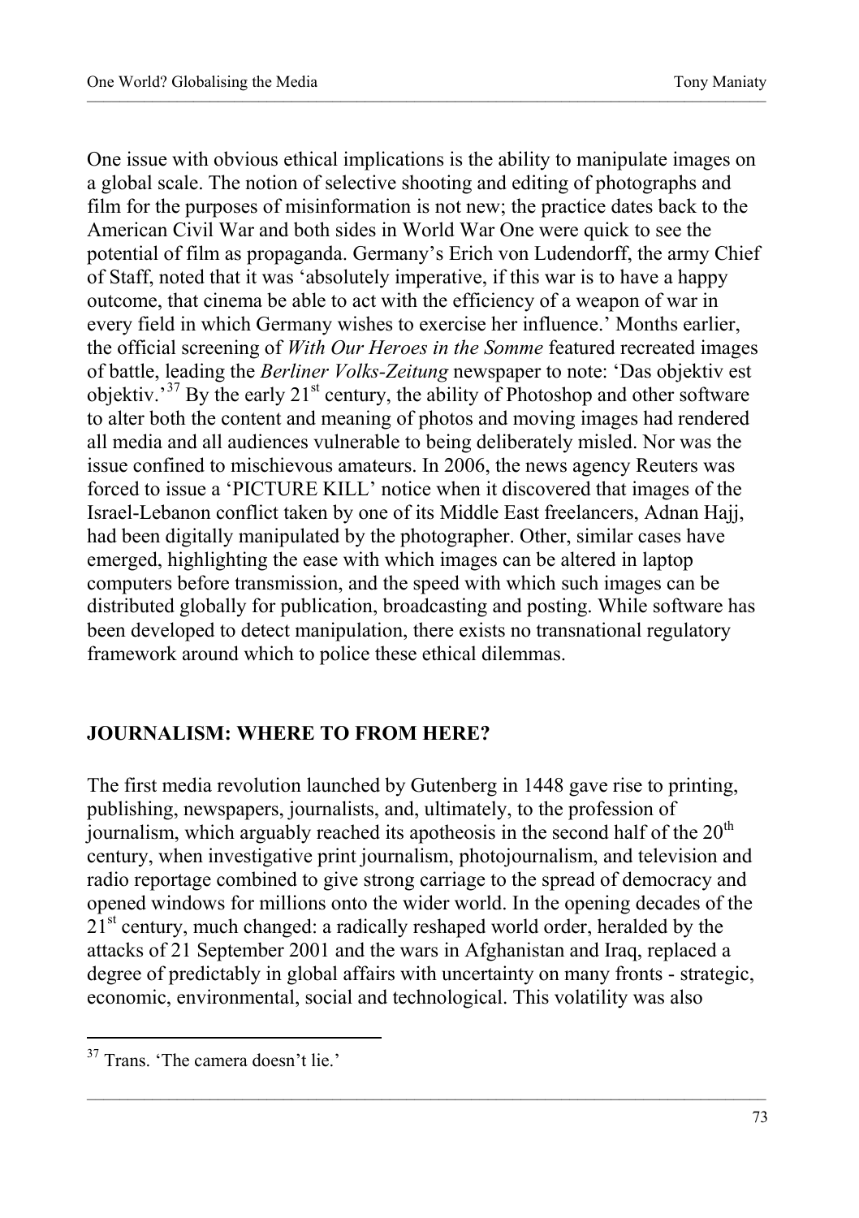One issue with obvious ethical implications is the ability to manipulate images on a global scale. The notion of selective shooting and editing of photographs and film for the purposes of misinformation is not new; the practice dates back to the American Civil War and both sides in World War One were quick to see the potential of film as propaganda. Germany's Erich von Ludendorff, the army Chief of Staff, noted that it was 'absolutely imperative, if this war is to have a happy outcome, that cinema be able to act with the efficiency of a weapon of war in every field in which Germany wishes to exercise her influence.' Months earlier, the official screening of *With Our Heroes in the Somme* featured recreated images of battle, leading the *Berliner Volks-Zeitung* newspaper to note: 'Das objektiv est objektiv.'[37] By the early 21st century, the ability of Photoshop and other software to alter both the content and meaning of photos and moving images had rendered all media and all audiences vulnerable to being deliberately misled. Nor was the issue confined to mischievous amateurs. In 2006, the news agency Reuters was forced to issue a 'PICTURE KILL' notice when it discovered that images of the Israel-Lebanon conflict taken by one of its Middle East freelancers, Adnan Hajj, had been digitally manipulated by the photographer. Other, similar cases have emerged, highlighting the ease with which images can be altered in laptop computers before transmission, and the speed with which such images can be distributed globally for publication, broadcasting and posting. While software has been developed to detect manipulation, there exists no transnational regulatory framework around which to police these ethical dilemmas.

## JOURNALISM: WHERE TO FROM HERE?

The first media revolution launched by Gutenberg in 1448 gave rise to printing, publishing, newspapers, journalists, and, ultimately, to the profession of journalism, which arguably reached its apotheosis in the second half of the 20th century, when investigative print journalism, photojournalism, and television and radio reportage combined to give strong carriage to the spread of democracy and opened windows for millions onto the wider world. In the opening decades of the 21st century, much changed: a radically reshaped world order, heralded by the attacks of 21 September 2001 and the wars in Afghanistan and Iraq, replaced a degree of predictably in global affairs with uncertainty on many fronts - strategic, economic, environmental, social and technological. This volatility was also

---

[37] Trans. 'The camera doesn't lie.'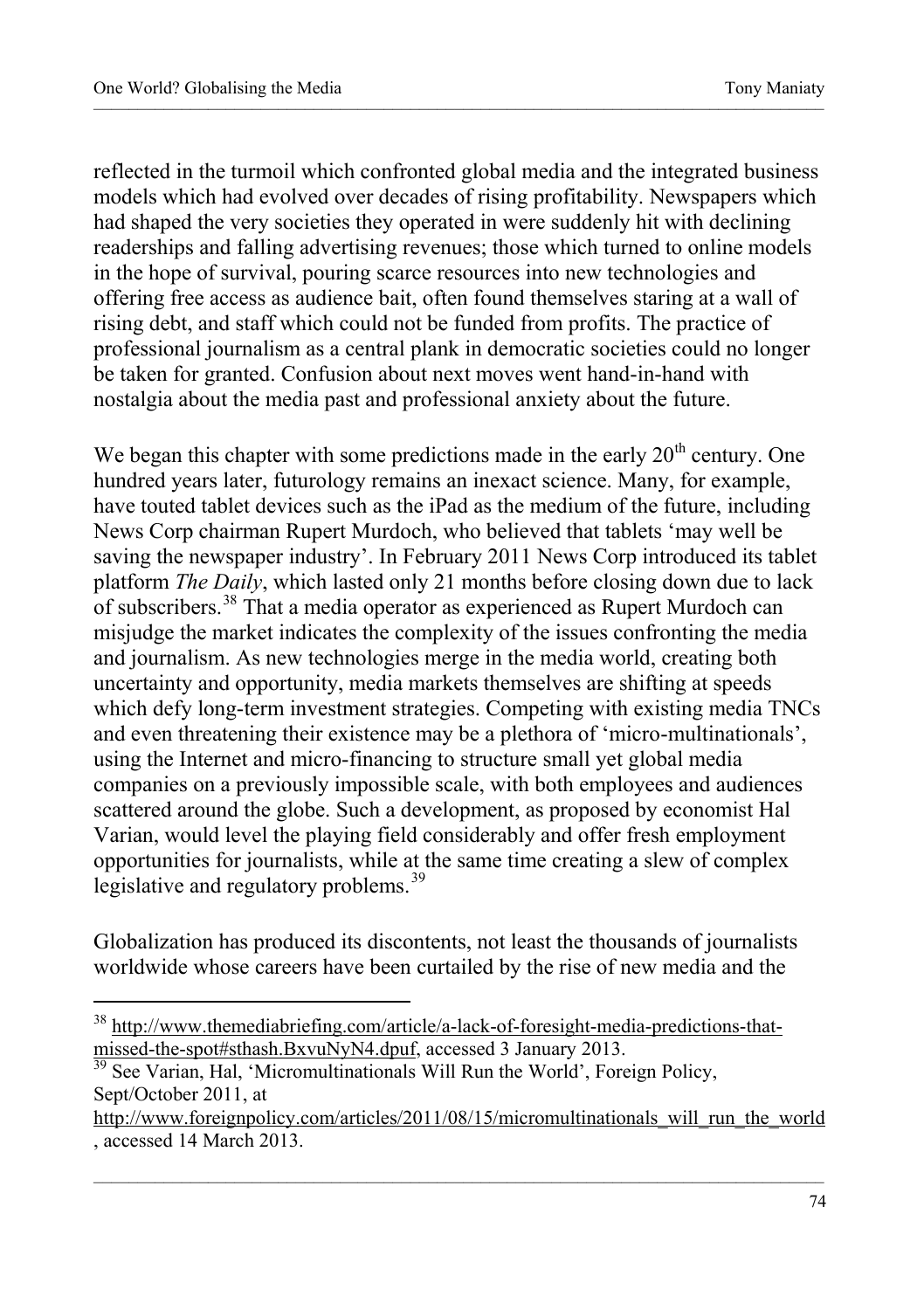reflected in the turmoil which confronted global media and the integrated business models which had evolved over decades of rising profitability. Newspapers which had shaped the very societies they operated in were suddenly hit with declining readerships and falling advertising revenues; those which turned to online models in the hope of survival, pouring scarce resources into new technologies and offering free access as audience bait, often found themselves staring at a wall of rising debt, and staff which could not be funded from profits. The practice of professional journalism as a central plank in democratic societies could no longer be taken for granted. Confusion about next moves went hand-in-hand with nostalgia about the media past and professional anxiety about the future.

We began this chapter with some predictions made in the early 20th century. One hundred years later, futurology remains an inexact science. Many, for example, have touted tablet devices such as the iPad as the medium of the future, including News Corp chairman Rupert Murdoch, who believed that tablets 'may well be saving the newspaper industry'. In February 2011 News Corp introduced its tablet platform *The Daily*, which lasted only 21 months before closing down due to lack of subscribers.[38] That a media operator as experienced as Rupert Murdoch can misjudge the market indicates the complexity of the issues confronting the media and journalism. As new technologies merge in the media world, creating both uncertainty and opportunity, media markets themselves are shifting at speeds which defy long-term investment strategies. Competing with existing media TNCs and even threatening their existence may be a plethora of 'micro-multinationals', using the Internet and micro-financing to structure small yet global media companies on a previously impossible scale, with both employees and audiences scattered around the globe. Such a development, as proposed by economist Hal Varian, would level the playing field considerably and offer fresh employment opportunities for journalists, while at the same time creating a slew of complex legislative and regulatory problems.[39]

Globalization has produced its discontents, not least the thousands of journalists worldwide whose careers have been curtailed by the rise of new media and the

---

[38] http://www.themediabriefing.com/article/a-lack-of-foresight-media-predictions-that-missed-the-spot#sthash.BxvuNyN4.dpuf, accessed 3 January 2013.

[39] See Varian, Hal, 'Micromultinationals Will Run the World', Foreign Policy, Sept/October 2011, at http://www.foreignpolicy.com/articles/2011/08/15/micromultinationals_will_run_the_world, accessed 14 March 2013.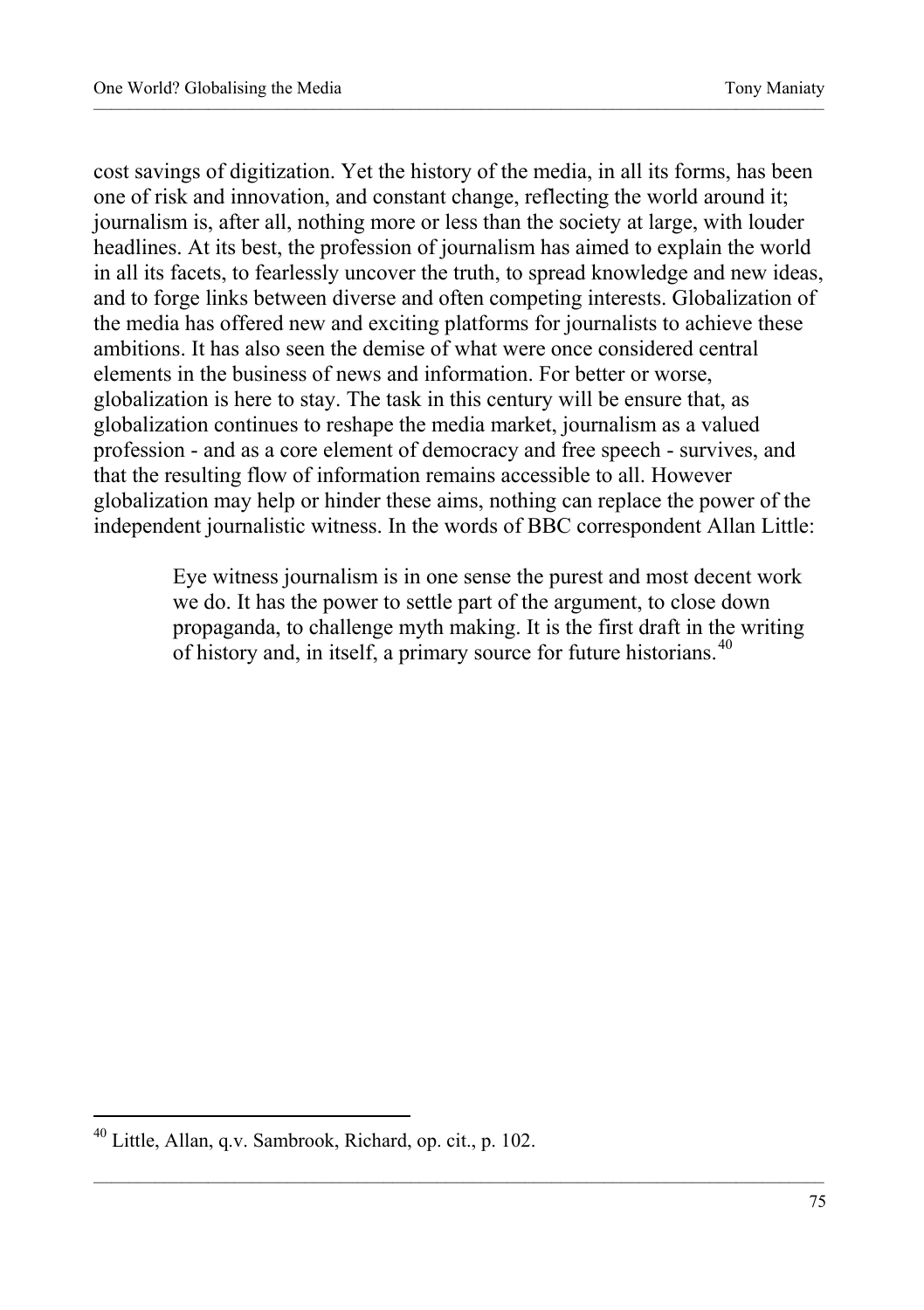cost savings of digitization. Yet the history of the media, in all its forms, has been one of risk and innovation, and constant change, reflecting the world around it; journalism is, after all, nothing more or less than the society at large, with louder headlines. At its best, the profession of journalism has aimed to explain the world in all its facets, to fearlessly uncover the truth, to spread knowledge and new ideas, and to forge links between diverse and often competing interests. Globalization of the media has offered new and exciting platforms for journalists to achieve these ambitions. It has also seen the demise of what were once considered central elements in the business of news and information. For better or worse, globalization is here to stay. The task in this century will be ensure that, as globalization continues to reshape the media market, journalism as a valued profession - and as a core element of democracy and free speech - survives, and that the resulting flow of information remains accessible to all. However globalization may help or hinder these aims, nothing can replace the power of the independent journalistic witness. In the words of BBC correspondent Allan Little:

> Eye witness journalism is in one sense the purest and most decent work we do. It has the power to settle part of the argument, to close down propaganda, to challenge myth making. It is the first draft in the writing of history and, in itself, a primary source for future historians.[40]

[40] Little, Allan, q.v. Sambrook, Richard, op. cit., p. 102.